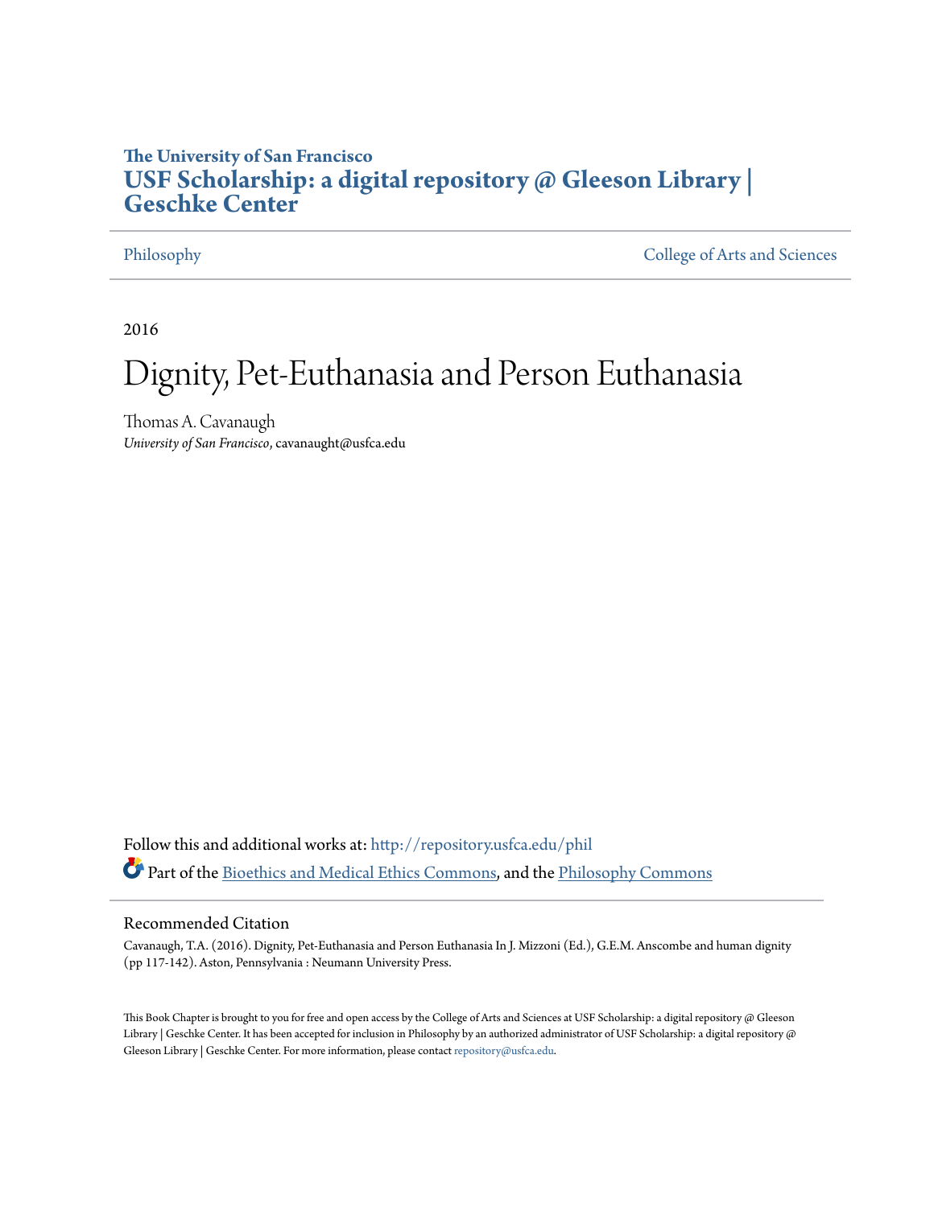**The University of San Francisco**
# USF Scholarship: a digital repository @ Gleeson Library | Geschke Center

Philosophy | College of Arts and Sciences

2016

# Dignity, Pet-Euthanasia and Person Euthanasia

Thomas A. Cavanaugh
*University of San Francisco*, cavanaught@usfca.edu

Follow this and additional works at: http://repository.usfca.edu/phil

Part of the Bioethics and Medical Ethics Commons, and the Philosophy Commons

## Recommended Citation

Cavanaugh, T.A. (2016). Dignity, Pet-Euthanasia and Person Euthanasia In J. Mizzoni (Ed.), G.E.M. Anscombe and human dignity (pp 117-142). Aston, Pennsylvania : Neumann University Press.

This Book Chapter is brought to you for free and open access by the College of Arts and Sciences at USF Scholarship: a digital repository @ Gleeson Library | Geschke Center. It has been accepted for inclusion in Philosophy by an authorized administrator of USF Scholarship: a digital repository @ Gleeson Library | Geschke Center. For more information, please contact repository@usfca.edu.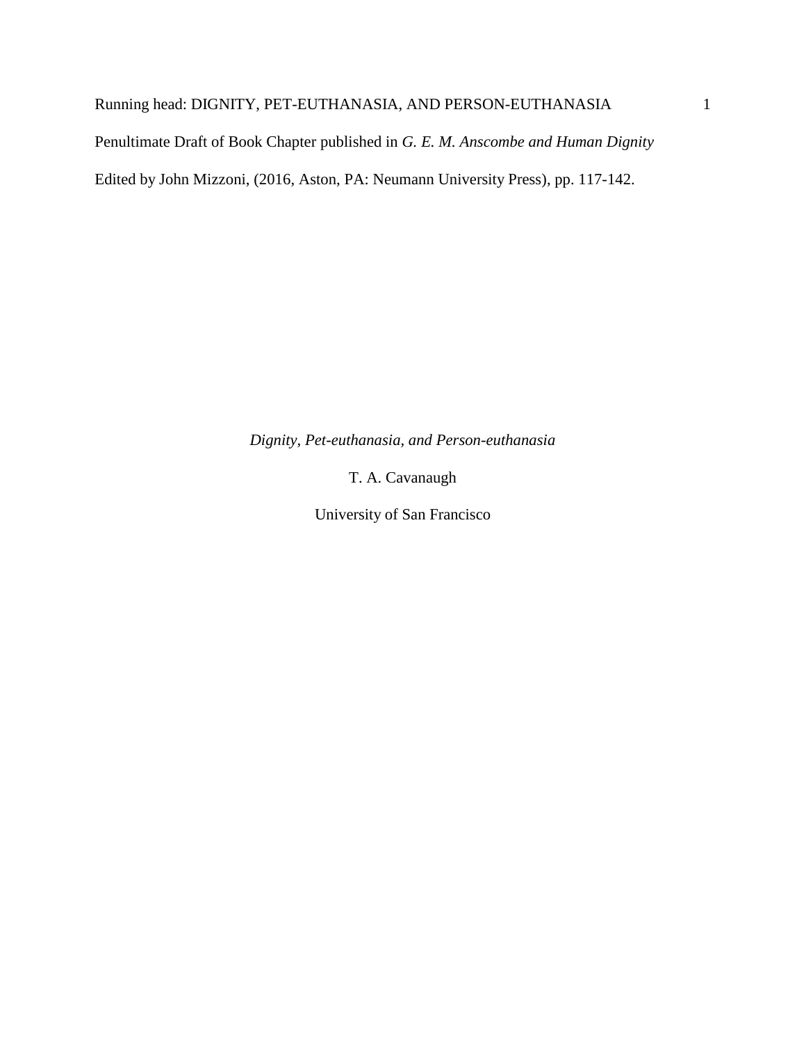Penultimate Draft of Book Chapter published in *G. E. M. Anscombe and Human Dignity*

Edited by John Mizzoni, (2016, Aston, PA: Neumann University Press), pp. 117-142.

*Dignity, Pet-euthanasia, and Person-euthanasia*

T. A. Cavanaugh

University of San Francisco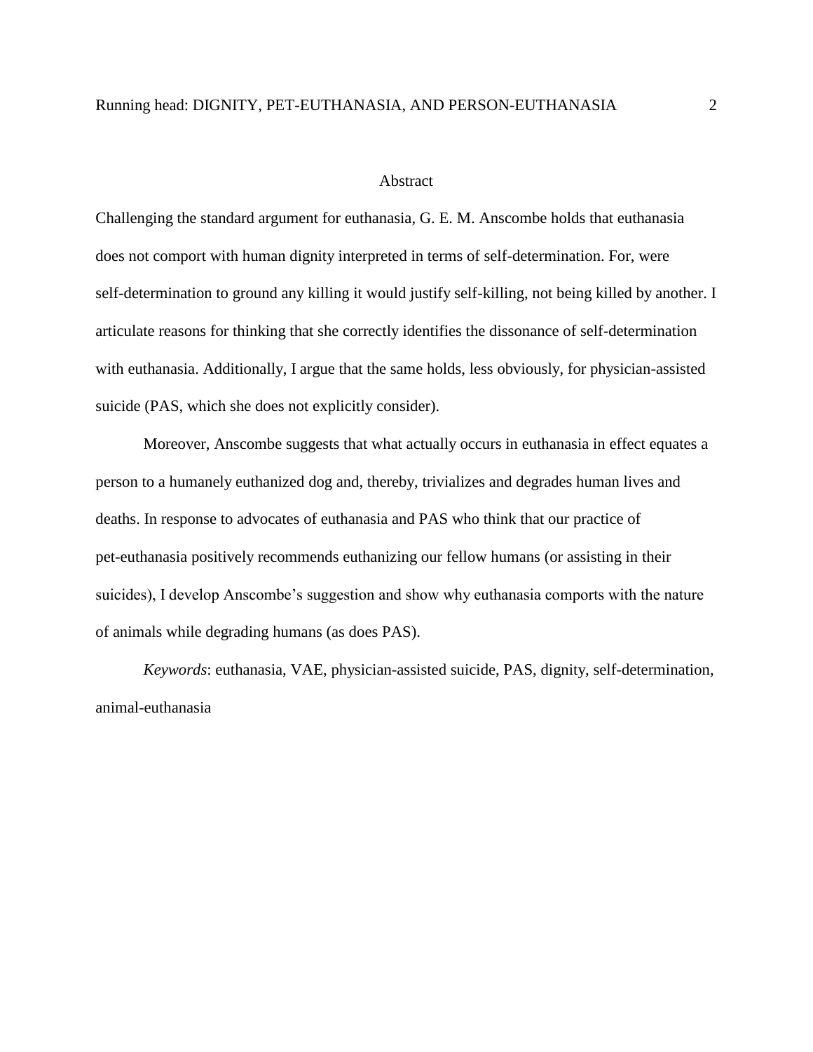# Abstract

Challenging the standard argument for euthanasia, G. E. M. Anscombe holds that euthanasia does not comport with human dignity interpreted in terms of self-determination. For, were self-determination to ground any killing it would justify self-killing, not being killed by another. I articulate reasons for thinking that she correctly identifies the dissonance of self-determination with euthanasia. Additionally, I argue that the same holds, less obviously, for physician-assisted suicide (PAS, which she does not explicitly consider).

Moreover, Anscombe suggests that what actually occurs in euthanasia in effect equates a person to a humanely euthanized dog and, thereby, trivializes and degrades human lives and deaths. In response to advocates of euthanasia and PAS who think that our practice of pet-euthanasia positively recommends euthanizing our fellow humans (or assisting in their suicides), I develop Anscombe's suggestion and show why euthanasia comports with the nature of animals while degrading humans (as does PAS).

*Keywords*: euthanasia, VAE, physician-assisted suicide, PAS, dignity, self-determination, animal-euthanasia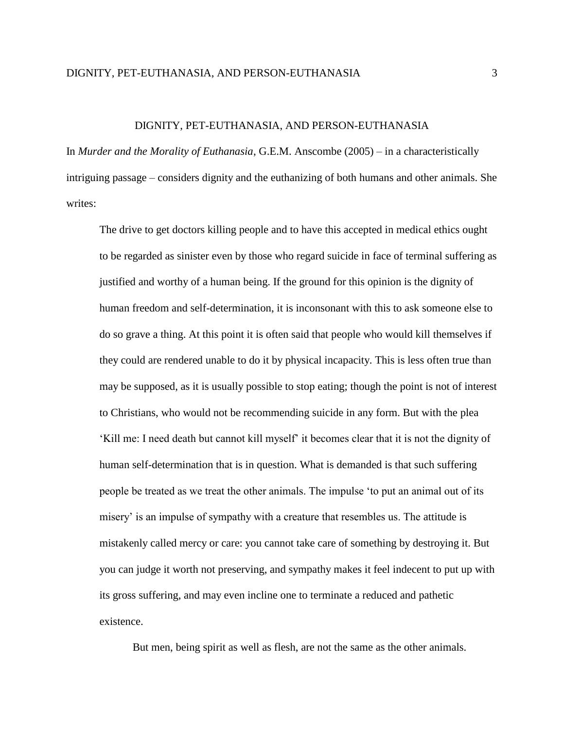# DIGNITY, PET-EUTHANASIA, AND PERSON-EUTHANASIA

In *Murder and the Morality of Euthanasia*, G.E.M. Anscombe (2005) – in a characteristically intriguing passage – considers dignity and the euthanizing of both humans and other animals. She writes:

> The drive to get doctors killing people and to have this accepted in medical ethics ought to be regarded as sinister even by those who regard suicide in face of terminal suffering as justified and worthy of a human being. If the ground for this opinion is the dignity of human freedom and self-determination, it is inconsonant with this to ask someone else to do so grave a thing. At this point it is often said that people who would kill themselves if they could are rendered unable to do it by physical incapacity. This is less often true than may be supposed, as it is usually possible to stop eating; though the point is not of interest to Christians, who would not be recommending suicide in any form. But with the plea 'Kill me: I need death but cannot kill myself' it becomes clear that it is not the dignity of human self-determination that is in question. What is demanded is that such suffering people be treated as we treat the other animals. The impulse 'to put an animal out of its misery' is an impulse of sympathy with a creature that resembles us. The attitude is mistakenly called mercy or care: you cannot take care of something by destroying it. But you can judge it worth not preserving, and sympathy makes it feel indecent to put up with its gross suffering, and may even incline one to terminate a reduced and pathetic existence.
>
> But men, being spirit as well as flesh, are not the same as the other animals.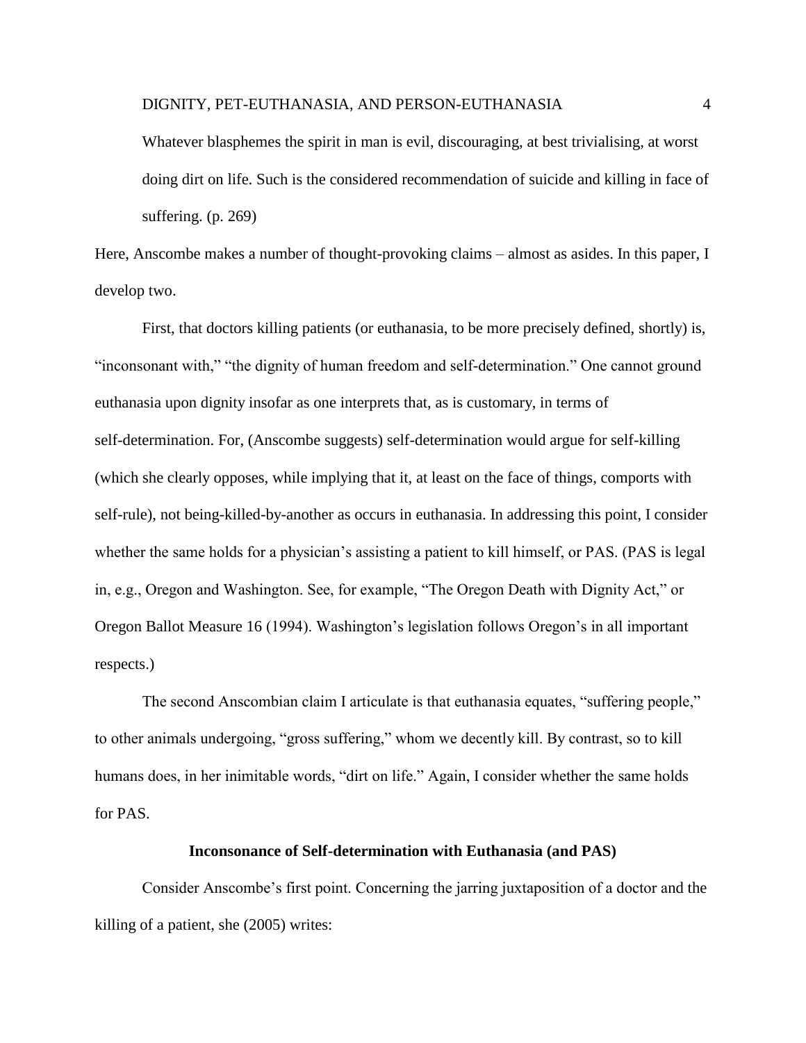> Whatever blasphemes the spirit in man is evil, discouraging, at best trivialising, at worst doing dirt on life. Such is the considered recommendation of suicide and killing in face of suffering. (p. 269)

Here, Anscombe makes a number of thought-provoking claims – almost as asides. In this paper, I develop two.

First, that doctors killing patients (or euthanasia, to be more precisely defined, shortly) is, "inconsonant with," "the dignity of human freedom and self-determination." One cannot ground euthanasia upon dignity insofar as one interprets that, as is customary, in terms of self-determination. For, (Anscombe suggests) self-determination would argue for self-killing (which she clearly opposes, while implying that it, at least on the face of things, comports with self-rule), not being-killed-by-another as occurs in euthanasia. In addressing this point, I consider whether the same holds for a physician's assisting a patient to kill himself, or PAS. (PAS is legal in, e.g., Oregon and Washington. See, for example, "The Oregon Death with Dignity Act," or Oregon Ballot Measure 16 (1994). Washington's legislation follows Oregon's in all important respects.)

The second Anscombian claim I articulate is that euthanasia equates, "suffering people," to other animals undergoing, "gross suffering," whom we decently kill. By contrast, so to kill humans does, in her inimitable words, "dirt on life." Again, I consider whether the same holds for PAS.

## Inconsonance of Self-determination with Euthanasia (and PAS)

Consider Anscombe's first point. Concerning the jarring juxtaposition of a doctor and the killing of a patient, she (2005) writes: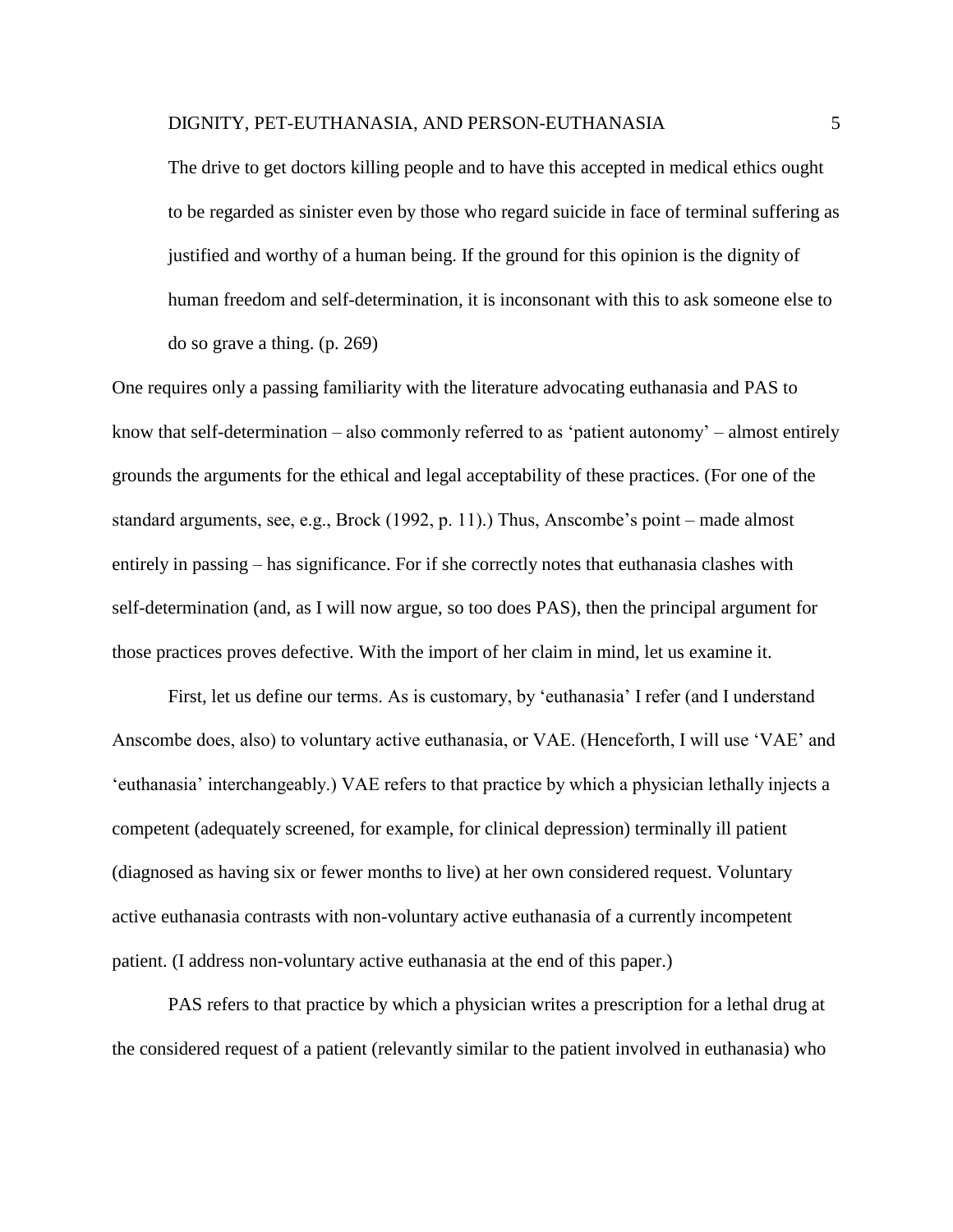> The drive to get doctors killing people and to have this accepted in medical ethics ought to be regarded as sinister even by those who regard suicide in face of terminal suffering as justified and worthy of a human being. If the ground for this opinion is the dignity of human freedom and self-determination, it is inconsonant with this to ask someone else to do so grave a thing. (p. 269)

One requires only a passing familiarity with the literature advocating euthanasia and PAS to know that self-determination – also commonly referred to as 'patient autonomy' – almost entirely grounds the arguments for the ethical and legal acceptability of these practices. (For one of the standard arguments, see, e.g., Brock (1992, p. 11).) Thus, Anscombe's point – made almost entirely in passing – has significance. For if she correctly notes that euthanasia clashes with self-determination (and, as I will now argue, so too does PAS), then the principal argument for those practices proves defective. With the import of her claim in mind, let us examine it.

First, let us define our terms. As is customary, by 'euthanasia' I refer (and I understand Anscombe does, also) to voluntary active euthanasia, or VAE. (Henceforth, I will use 'VAE' and 'euthanasia' interchangeably.) VAE refers to that practice by which a physician lethally injects a competent (adequately screened, for example, for clinical depression) terminally ill patient (diagnosed as having six or fewer months to live) at her own considered request. Voluntary active euthanasia contrasts with non-voluntary active euthanasia of a currently incompetent patient. (I address non-voluntary active euthanasia at the end of this paper.)

PAS refers to that practice by which a physician writes a prescription for a lethal drug at the considered request of a patient (relevantly similar to the patient involved in euthanasia) who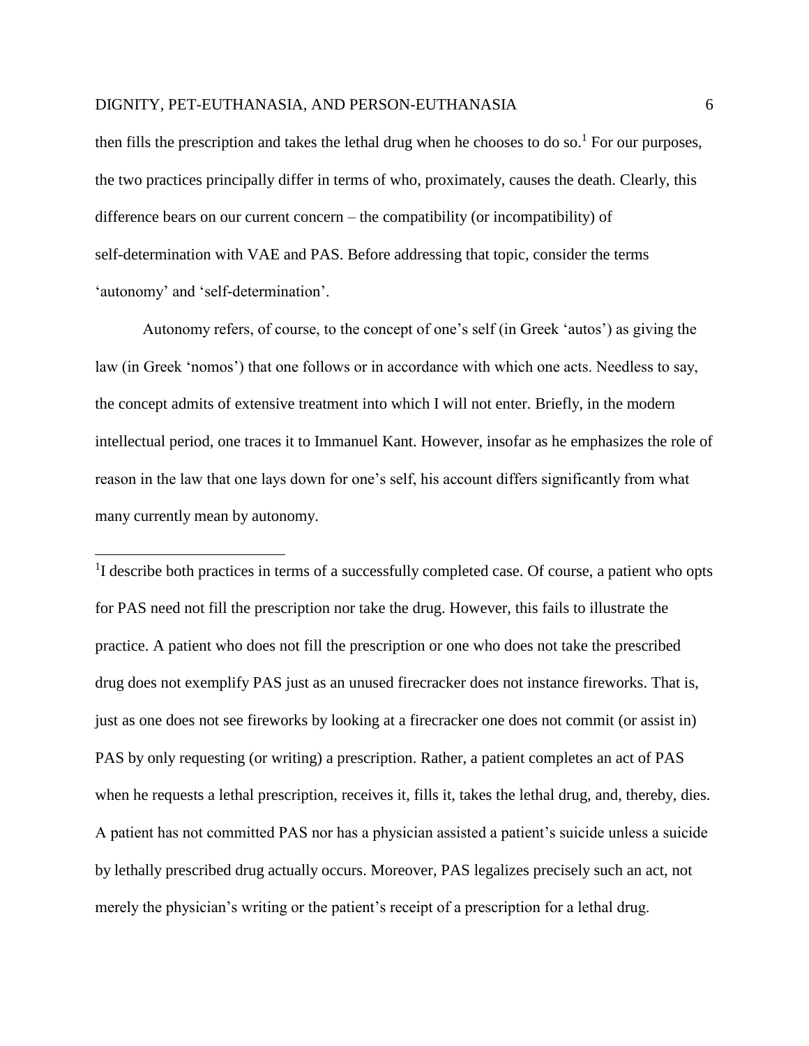then fills the prescription and takes the lethal drug when he chooses to do so.[1] For our purposes, the two practices principally differ in terms of who, proximately, causes the death. Clearly, this difference bears on our current concern – the compatibility (or incompatibility) of self-determination with VAE and PAS. Before addressing that topic, consider the terms 'autonomy' and 'self-determination'.

Autonomy refers, of course, to the concept of one's self (in Greek 'autos') as giving the law (in Greek 'nomos') that one follows or in accordance with which one acts. Needless to say, the concept admits of extensive treatment into which I will not enter. Briefly, in the modern intellectual period, one traces it to Immanuel Kant. However, insofar as he emphasizes the role of reason in the law that one lays down for one's self, his account differs significantly from what many currently mean by autonomy.

---

[1] I describe both practices in terms of a successfully completed case. Of course, a patient who opts for PAS need not fill the prescription nor take the drug. However, this fails to illustrate the practice. A patient who does not fill the prescription or one who does not take the prescribed drug does not exemplify PAS just as an unused firecracker does not instance fireworks. That is, just as one does not see fireworks by looking at a firecracker one does not commit (or assist in) PAS by only requesting (or writing) a prescription. Rather, a patient completes an act of PAS when he requests a lethal prescription, receives it, fills it, takes the lethal drug, and, thereby, dies. A patient has not committed PAS nor has a physician assisted a patient's suicide unless a suicide by lethally prescribed drug actually occurs. Moreover, PAS legalizes precisely such an act, not merely the physician's writing or the patient's receipt of a prescription for a lethal drug.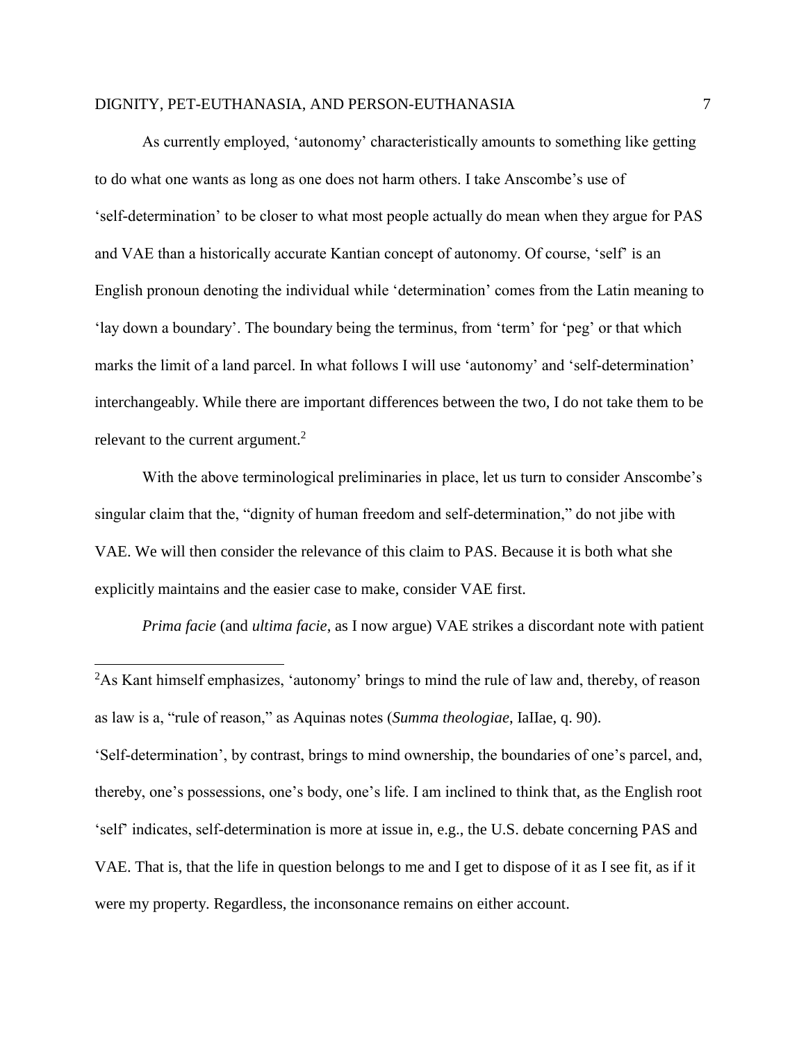As currently employed, 'autonomy' characteristically amounts to something like getting to do what one wants as long as one does not harm others. I take Anscombe's use of 'self-determination' to be closer to what most people actually do mean when they argue for PAS and VAE than a historically accurate Kantian concept of autonomy. Of course, 'self' is an English pronoun denoting the individual while 'determination' comes from the Latin meaning to 'lay down a boundary'. The boundary being the terminus, from 'term' for 'peg' or that which marks the limit of a land parcel. In what follows I will use 'autonomy' and 'self-determination' interchangeably. While there are important differences between the two, I do not take them to be relevant to the current argument.[2]

With the above terminological preliminaries in place, let us turn to consider Anscombe's singular claim that the, "dignity of human freedom and self-determination," do not jibe with VAE. We will then consider the relevance of this claim to PAS. Because it is both what she explicitly maintains and the easier case to make, consider VAE first.

*Prima facie* (and *ultima facie*, as I now argue) VAE strikes a discordant note with patient

---

[2]As Kant himself emphasizes, 'autonomy' brings to mind the rule of law and, thereby, of reason as law is a, "rule of reason," as Aquinas notes (*Summa theologiae*, IaIIae, q. 90). 'Self-determination', by contrast, brings to mind ownership, the boundaries of one's parcel, and, thereby, one's possessions, one's body, one's life. I am inclined to think that, as the English root 'self' indicates, self-determination is more at issue in, e.g., the U.S. debate concerning PAS and VAE. That is, that the life in question belongs to me and I get to dispose of it as I see fit, as if it were my property. Regardless, the inconsonance remains on either account.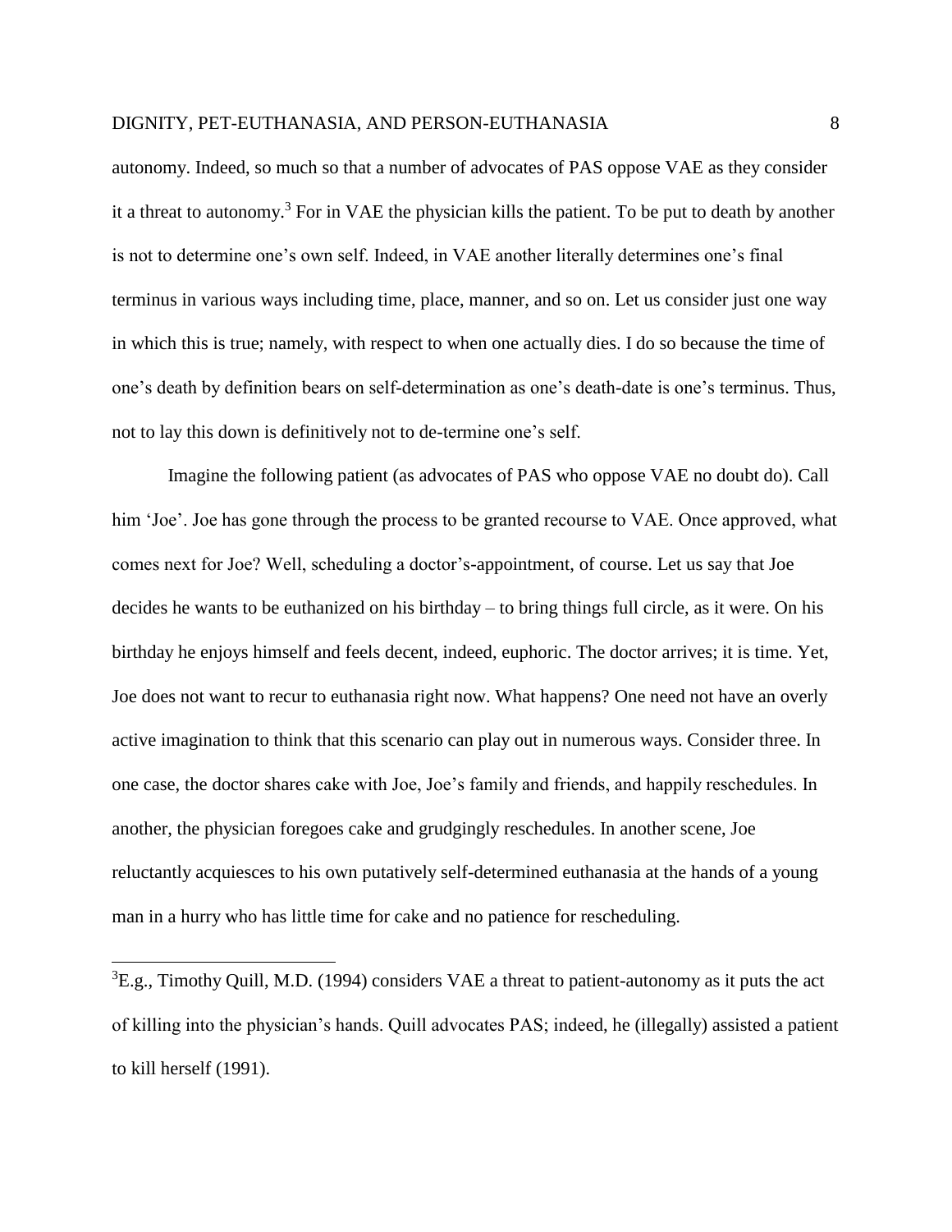autonomy. Indeed, so much so that a number of advocates of PAS oppose VAE as they consider it a threat to autonomy.[3] For in VAE the physician kills the patient. To be put to death by another is not to determine one's own self. Indeed, in VAE another literally determines one's final terminus in various ways including time, place, manner, and so on. Let us consider just one way in which this is true; namely, with respect to when one actually dies. I do so because the time of one's death by definition bears on self-determination as one's death-date is one's terminus. Thus, not to lay this down is definitively not to de-termine one's self.

Imagine the following patient (as advocates of PAS who oppose VAE no doubt do). Call him 'Joe'. Joe has gone through the process to be granted recourse to VAE. Once approved, what comes next for Joe? Well, scheduling a doctor's-appointment, of course. Let us say that Joe decides he wants to be euthanized on his birthday – to bring things full circle, as it were. On his birthday he enjoys himself and feels decent, indeed, euphoric. The doctor arrives; it is time. Yet, Joe does not want to recur to euthanasia right now. What happens? One need not have an overly active imagination to think that this scenario can play out in numerous ways. Consider three. In one case, the doctor shares cake with Joe, Joe's family and friends, and happily reschedules. In another, the physician foregoes cake and grudgingly reschedules. In another scene, Joe reluctantly acquiesces to his own putatively self-determined euthanasia at the hands of a young man in a hurry who has little time for cake and no patience for rescheduling.

---

[3]E.g., Timothy Quill, M.D. (1994) considers VAE a threat to patient-autonomy as it puts the act of killing into the physician's hands. Quill advocates PAS; indeed, he (illegally) assisted a patient to kill herself (1991).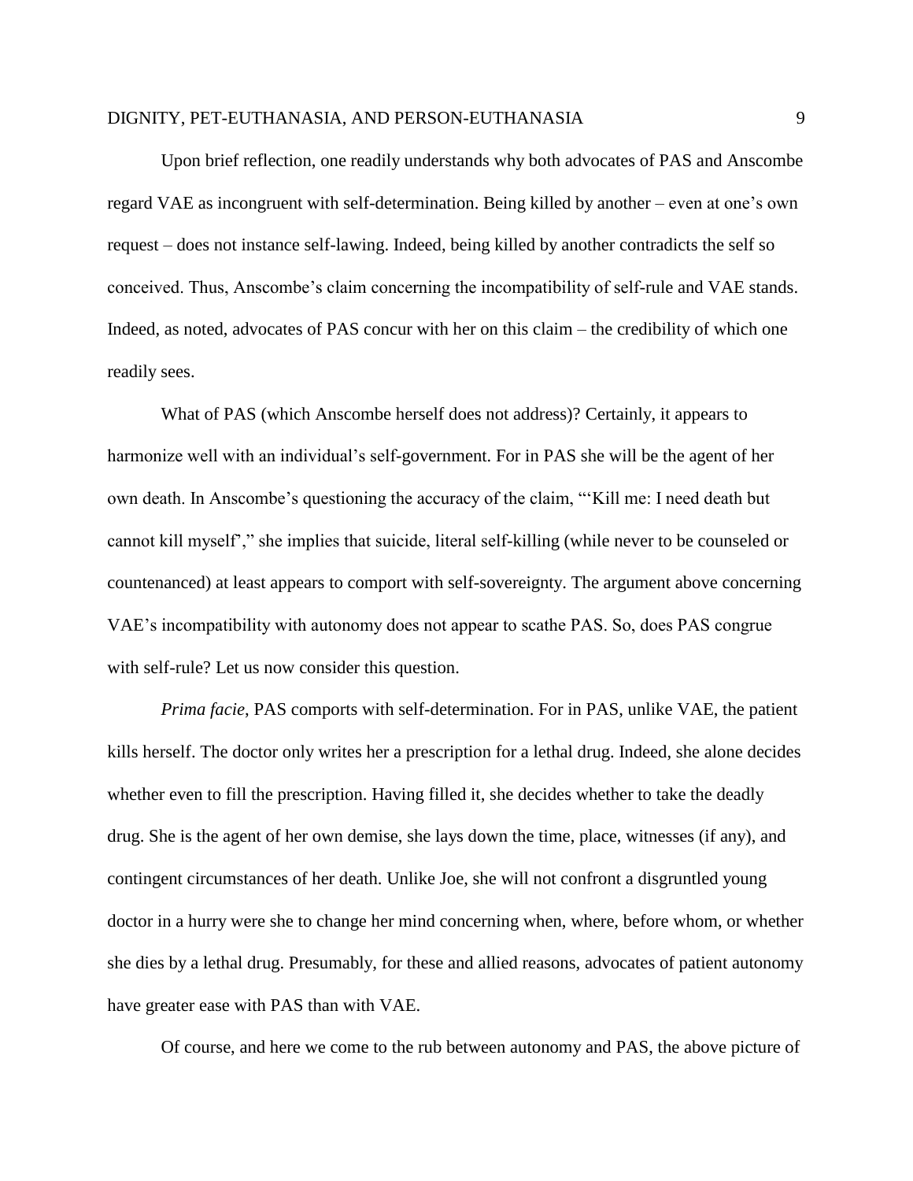Upon brief reflection, one readily understands why both advocates of PAS and Anscombe regard VAE as incongruent with self-determination. Being killed by another – even at one's own request – does not instance self-lawing. Indeed, being killed by another contradicts the self so conceived. Thus, Anscombe's claim concerning the incompatibility of self-rule and VAE stands. Indeed, as noted, advocates of PAS concur with her on this claim – the credibility of which one readily sees.

What of PAS (which Anscombe herself does not address)? Certainly, it appears to harmonize well with an individual's self-government. For in PAS she will be the agent of her own death. In Anscombe's questioning the accuracy of the claim, "'Kill me: I need death but cannot kill myself'," she implies that suicide, literal self-killing (while never to be counseled or countenanced) at least appears to comport with self-sovereignty. The argument above concerning VAE's incompatibility with autonomy does not appear to scathe PAS. So, does PAS congrue with self-rule? Let us now consider this question.

*Prima facie*, PAS comports with self-determination. For in PAS, unlike VAE, the patient kills herself. The doctor only writes her a prescription for a lethal drug. Indeed, she alone decides whether even to fill the prescription. Having filled it, she decides whether to take the deadly drug. She is the agent of her own demise, she lays down the time, place, witnesses (if any), and contingent circumstances of her death. Unlike Joe, she will not confront a disgruntled young doctor in a hurry were she to change her mind concerning when, where, before whom, or whether she dies by a lethal drug. Presumably, for these and allied reasons, advocates of patient autonomy have greater ease with PAS than with VAE.

Of course, and here we come to the rub between autonomy and PAS, the above picture of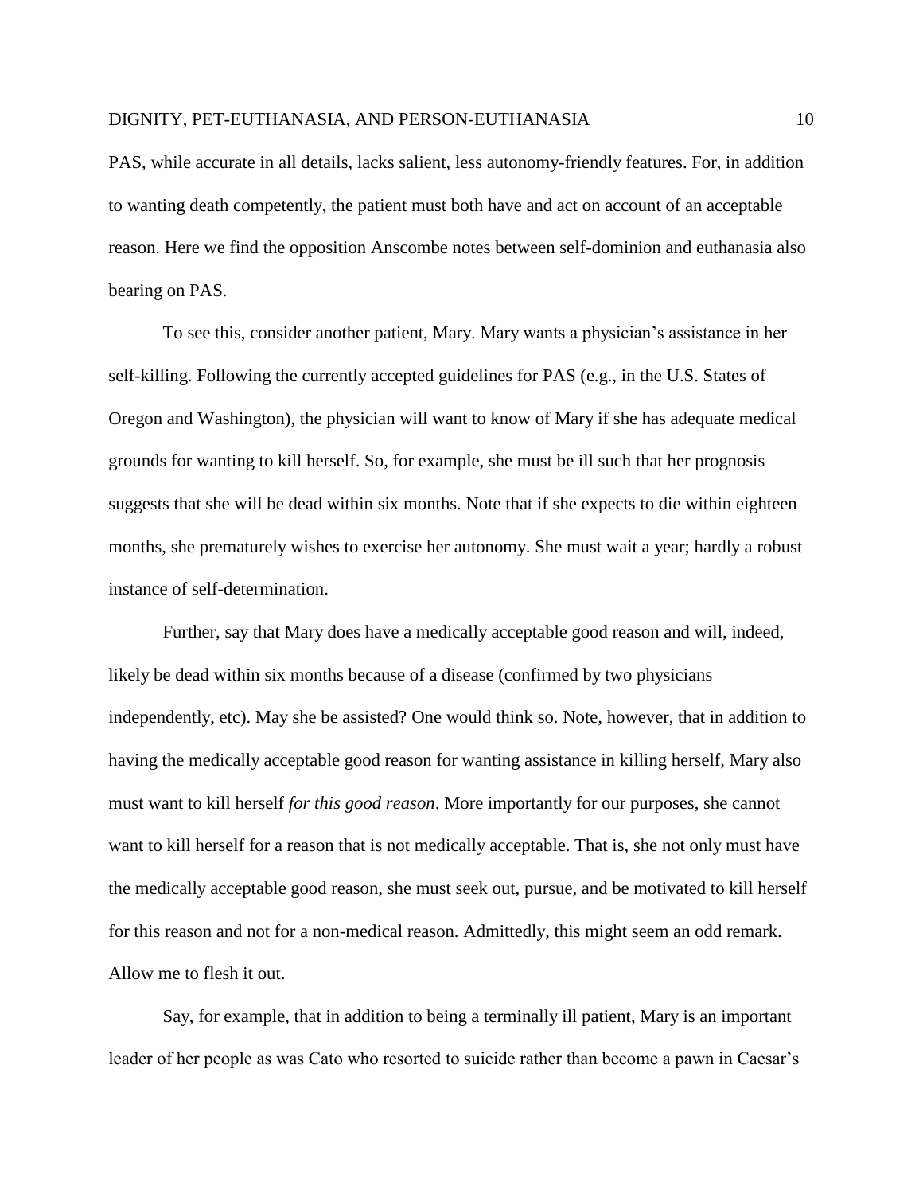PAS, while accurate in all details, lacks salient, less autonomy-friendly features. For, in addition to wanting death competently, the patient must both have and act on account of an acceptable reason. Here we find the opposition Anscombe notes between self-dominion and euthanasia also bearing on PAS.

To see this, consider another patient, Mary. Mary wants a physician's assistance in her self-killing. Following the currently accepted guidelines for PAS (e.g., in the U.S. States of Oregon and Washington), the physician will want to know of Mary if she has adequate medical grounds for wanting to kill herself. So, for example, she must be ill such that her prognosis suggests that she will be dead within six months. Note that if she expects to die within eighteen months, she prematurely wishes to exercise her autonomy. She must wait a year; hardly a robust instance of self-determination.

Further, say that Mary does have a medically acceptable good reason and will, indeed, likely be dead within six months because of a disease (confirmed by two physicians independently, etc). May she be assisted? One would think so. Note, however, that in addition to having the medically acceptable good reason for wanting assistance in killing herself, Mary also must want to kill herself *for this good reason*. More importantly for our purposes, she cannot want to kill herself for a reason that is not medically acceptable. That is, she not only must have the medically acceptable good reason, she must seek out, pursue, and be motivated to kill herself for this reason and not for a non-medical reason. Admittedly, this might seem an odd remark. Allow me to flesh it out.

Say, for example, that in addition to being a terminally ill patient, Mary is an important leader of her people as was Cato who resorted to suicide rather than become a pawn in Caesar's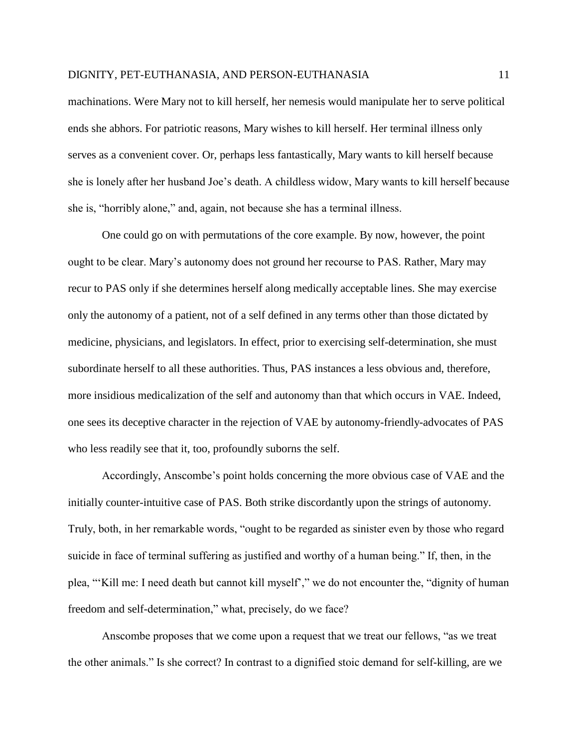machinations. Were Mary not to kill herself, her nemesis would manipulate her to serve political ends she abhors. For patriotic reasons, Mary wishes to kill herself. Her terminal illness only serves as a convenient cover. Or, perhaps less fantastically, Mary wants to kill herself because she is lonely after her husband Joe's death. A childless widow, Mary wants to kill herself because she is, "horribly alone," and, again, not because she has a terminal illness.

One could go on with permutations of the core example. By now, however, the point ought to be clear. Mary's autonomy does not ground her recourse to PAS. Rather, Mary may recur to PAS only if she determines herself along medically acceptable lines. She may exercise only the autonomy of a patient, not of a self defined in any terms other than those dictated by medicine, physicians, and legislators. In effect, prior to exercising self-determination, she must subordinate herself to all these authorities. Thus, PAS instances a less obvious and, therefore, more insidious medicalization of the self and autonomy than that which occurs in VAE. Indeed, one sees its deceptive character in the rejection of VAE by autonomy-friendly-advocates of PAS who less readily see that it, too, profoundly suborns the self.

Accordingly, Anscombe's point holds concerning the more obvious case of VAE and the initially counter-intuitive case of PAS. Both strike discordantly upon the strings of autonomy. Truly, both, in her remarkable words, "ought to be regarded as sinister even by those who regard suicide in face of terminal suffering as justified and worthy of a human being." If, then, in the plea, "'Kill me: I need death but cannot kill myself'," we do not encounter the, "dignity of human freedom and self-determination," what, precisely, do we face?

Anscombe proposes that we come upon a request that we treat our fellows, "as we treat the other animals." Is she correct? In contrast to a dignified stoic demand for self-killing, are we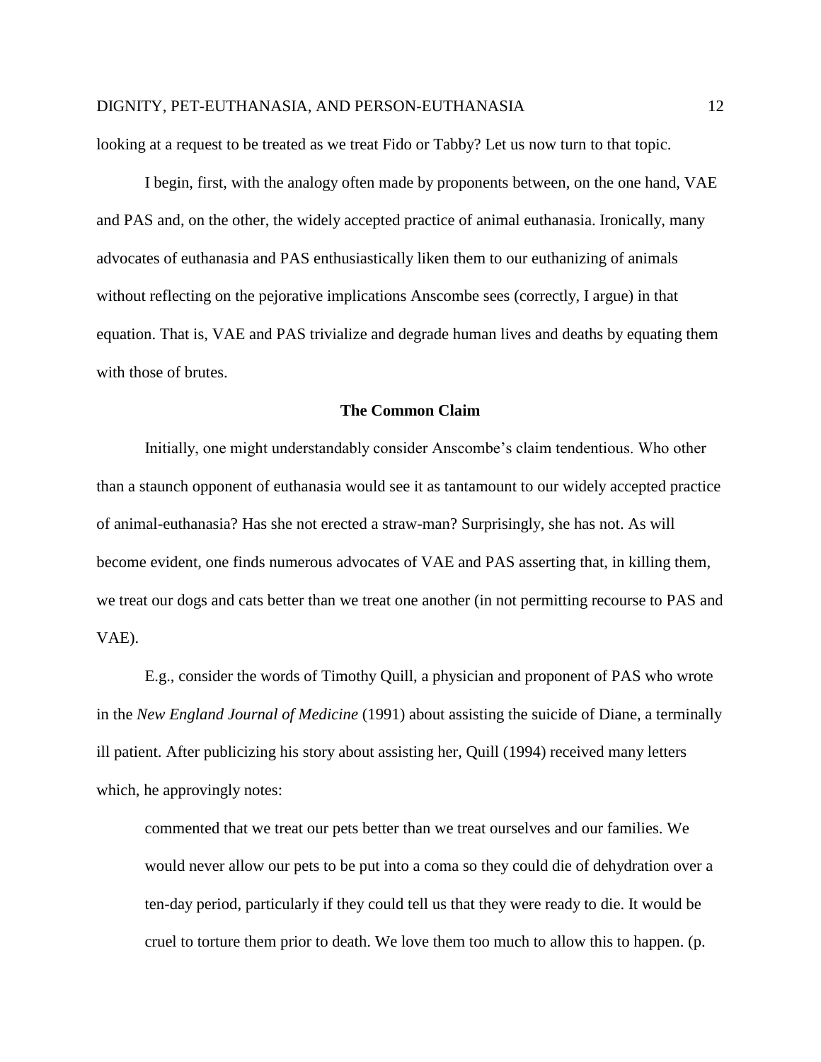looking at a request to be treated as we treat Fido or Tabby? Let us now turn to that topic.

I begin, first, with the analogy often made by proponents between, on the one hand, VAE and PAS and, on the other, the widely accepted practice of animal euthanasia. Ironically, many advocates of euthanasia and PAS enthusiastically liken them to our euthanizing of animals without reflecting on the pejorative implications Anscombe sees (correctly, I argue) in that equation. That is, VAE and PAS trivialize and degrade human lives and deaths by equating them with those of brutes.

**The Common Claim**

Initially, one might understandably consider Anscombe's claim tendentious. Who other than a staunch opponent of euthanasia would see it as tantamount to our widely accepted practice of animal-euthanasia? Has she not erected a straw-man? Surprisingly, she has not. As will become evident, one finds numerous advocates of VAE and PAS asserting that, in killing them, we treat our dogs and cats better than we treat one another (in not permitting recourse to PAS and VAE).

E.g., consider the words of Timothy Quill, a physician and proponent of PAS who wrote in the *New England Journal of Medicine* (1991) about assisting the suicide of Diane, a terminally ill patient. After publicizing his story about assisting her, Quill (1994) received many letters which, he approvingly notes:

> commented that we treat our pets better than we treat ourselves and our families. We would never allow our pets to be put into a coma so they could die of dehydration over a ten-day period, particularly if they could tell us that they were ready to die. It would be cruel to torture them prior to death. We love them too much to allow this to happen. (p.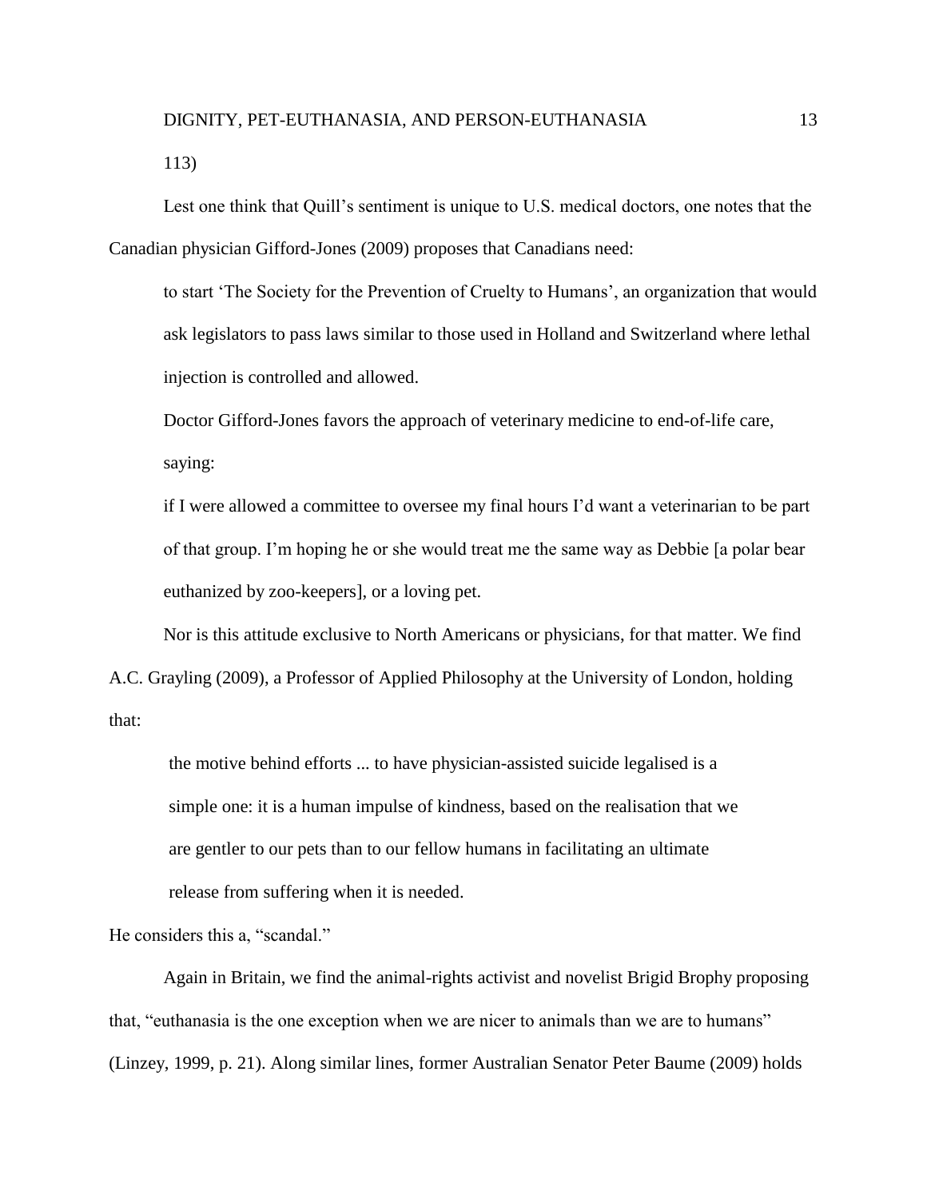113)

Lest one think that Quill's sentiment is unique to U.S. medical doctors, one notes that the Canadian physician Gifford-Jones (2009) proposes that Canadians need:

> to start 'The Society for the Prevention of Cruelty to Humans', an organization that would ask legislators to pass laws similar to those used in Holland and Switzerland where lethal injection is controlled and allowed.
>
> Doctor Gifford-Jones favors the approach of veterinary medicine to end-of-life care, saying:
>
> if I were allowed a committee to oversee my final hours I'd want a veterinarian to be part of that group. I'm hoping he or she would treat me the same way as Debbie [a polar bear euthanized by zoo-keepers], or a loving pet.

Nor is this attitude exclusive to North Americans or physicians, for that matter. We find A.C. Grayling (2009), a Professor of Applied Philosophy at the University of London, holding that:

> the motive behind efforts ... to have physician-assisted suicide legalised is a simple one: it is a human impulse of kindness, based on the realisation that we are gentler to our pets than to our fellow humans in facilitating an ultimate release from suffering when it is needed.

He considers this a, "scandal."

Again in Britain, we find the animal-rights activist and novelist Brigid Brophy proposing that, "euthanasia is the one exception when we are nicer to animals than we are to humans" (Linzey, 1999, p. 21). Along similar lines, former Australian Senator Peter Baume (2009) holds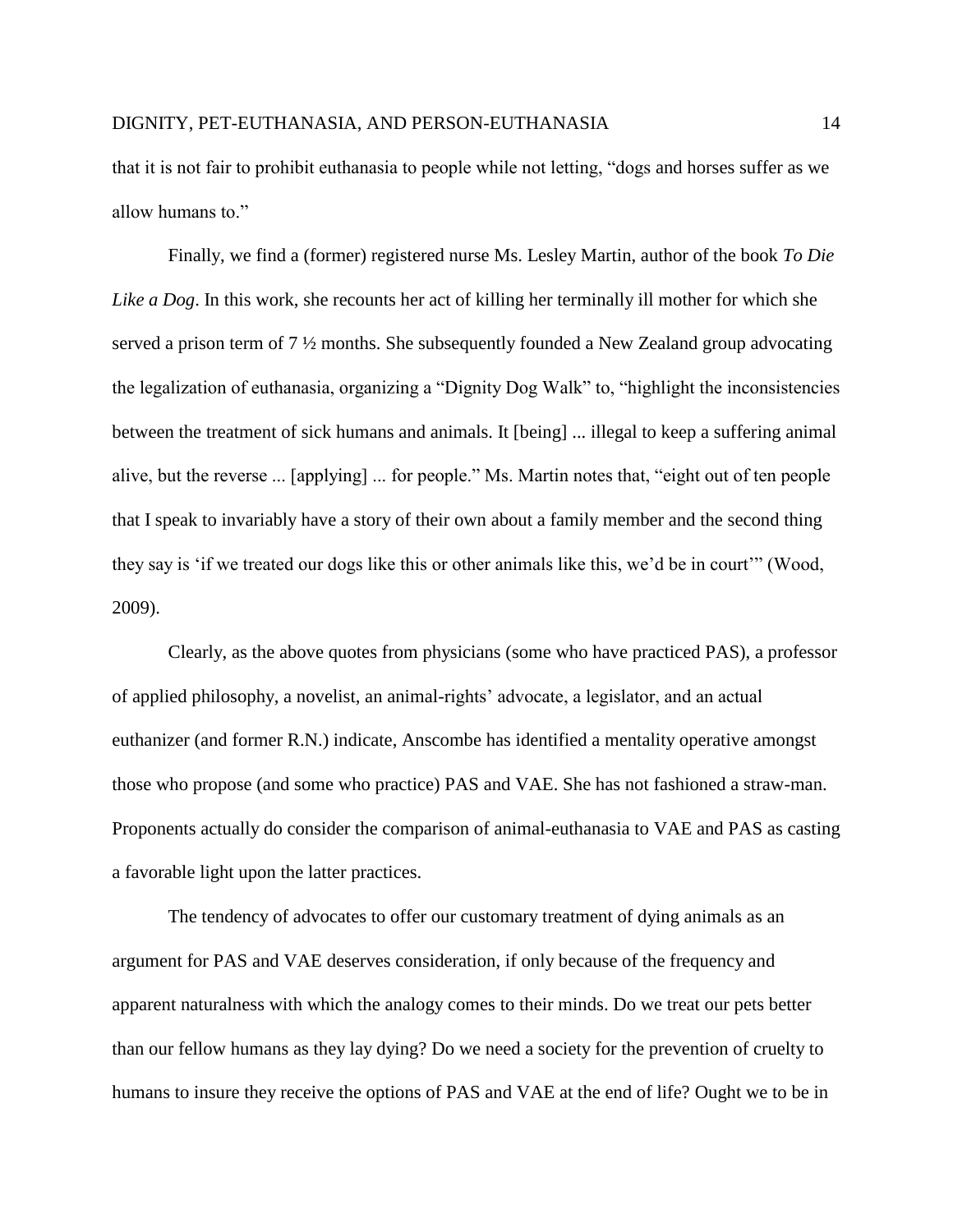that it is not fair to prohibit euthanasia to people while not letting, “dogs and horses suffer as we allow humans to.”

Finally, we find a (former) registered nurse Ms. Lesley Martin, author of the book *To Die Like a Dog*. In this work, she recounts her act of killing her terminally ill mother for which she served a prison term of 7 ½ months. She subsequently founded a New Zealand group advocating the legalization of euthanasia, organizing a “Dignity Dog Walk” to, “highlight the inconsistencies between the treatment of sick humans and animals. It [being] ... illegal to keep a suffering animal alive, but the reverse ... [applying] ... for people.” Ms. Martin notes that, “eight out of ten people that I speak to invariably have a story of their own about a family member and the second thing they say is ‘if we treated our dogs like this or other animals like this, we’d be in court’” (Wood, 2009).

Clearly, as the above quotes from physicians (some who have practiced PAS), a professor of applied philosophy, a novelist, an animal-rights’ advocate, a legislator, and an actual euthanizer (and former R.N.) indicate, Anscombe has identified a mentality operative amongst those who propose (and some who practice) PAS and VAE. She has not fashioned a straw-man. Proponents actually do consider the comparison of animal-euthanasia to VAE and PAS as casting a favorable light upon the latter practices.

The tendency of advocates to offer our customary treatment of dying animals as an argument for PAS and VAE deserves consideration, if only because of the frequency and apparent naturalness with which the analogy comes to their minds. Do we treat our pets better than our fellow humans as they lay dying? Do we need a society for the prevention of cruelty to humans to insure they receive the options of PAS and VAE at the end of life? Ought we to be in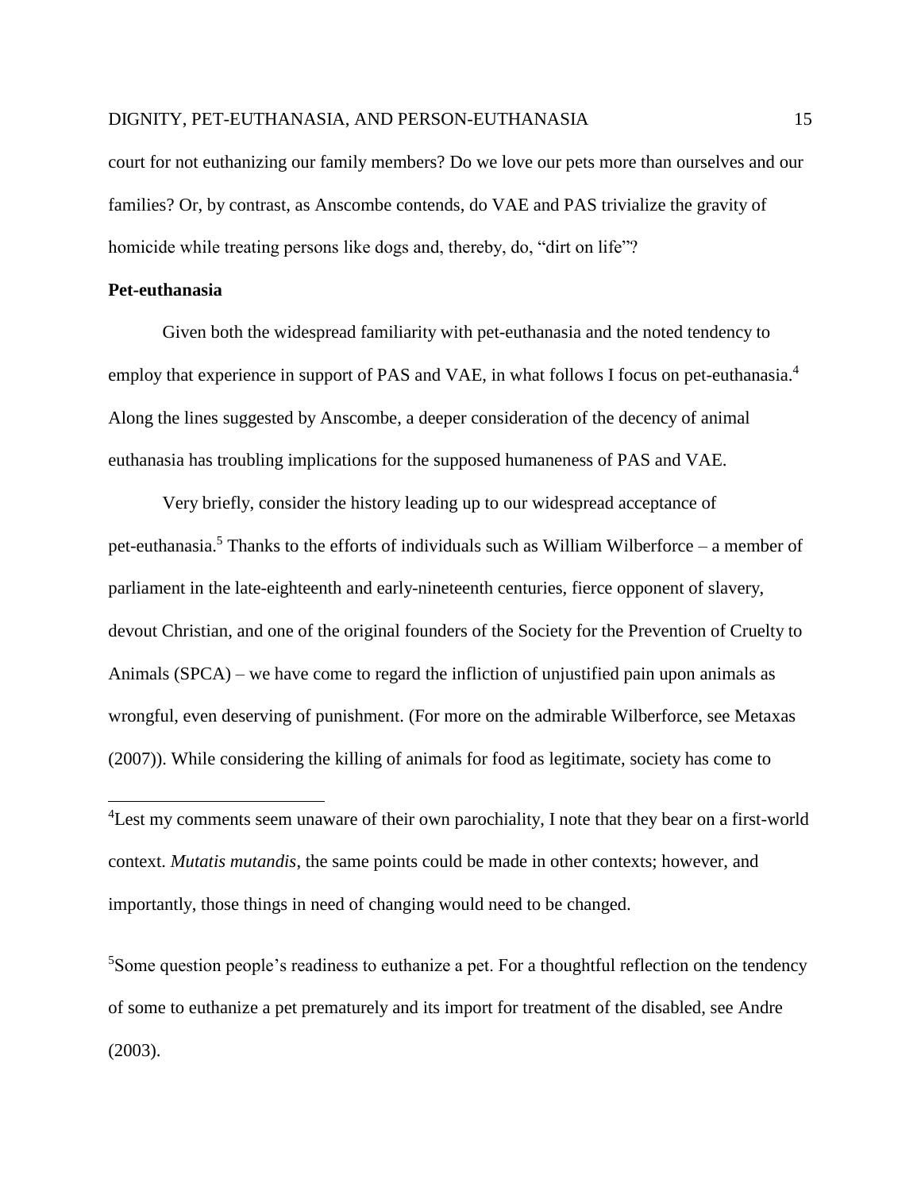court for not euthanizing our family members? Do we love our pets more than ourselves and our families? Or, by contrast, as Anscombe contends, do VAE and PAS trivialize the gravity of homicide while treating persons like dogs and, thereby, do, "dirt on life"?

**Pet-euthanasia**

Given both the widespread familiarity with pet-euthanasia and the noted tendency to employ that experience in support of PAS and VAE, in what follows I focus on pet-euthanasia.[4] Along the lines suggested by Anscombe, a deeper consideration of the decency of animal euthanasia has troubling implications for the supposed humaneness of PAS and VAE.

Very briefly, consider the history leading up to our widespread acceptance of pet-euthanasia.[5] Thanks to the efforts of individuals such as William Wilberforce – a member of parliament in the late-eighteenth and early-nineteenth centuries, fierce opponent of slavery, devout Christian, and one of the original founders of the Society for the Prevention of Cruelty to Animals (SPCA) – we have come to regard the infliction of unjustified pain upon animals as wrongful, even deserving of punishment. (For more on the admirable Wilberforce, see Metaxas (2007)). While considering the killing of animals for food as legitimate, society has come to

[4]Lest my comments seem unaware of their own parochiality, I note that they bear on a first-world context. *Mutatis mutandis*, the same points could be made in other contexts; however, and importantly, those things in need of changing would need to be changed.

[5]Some question people's readiness to euthanize a pet. For a thoughtful reflection on the tendency of some to euthanize a pet prematurely and its import for treatment of the disabled, see Andre (2003).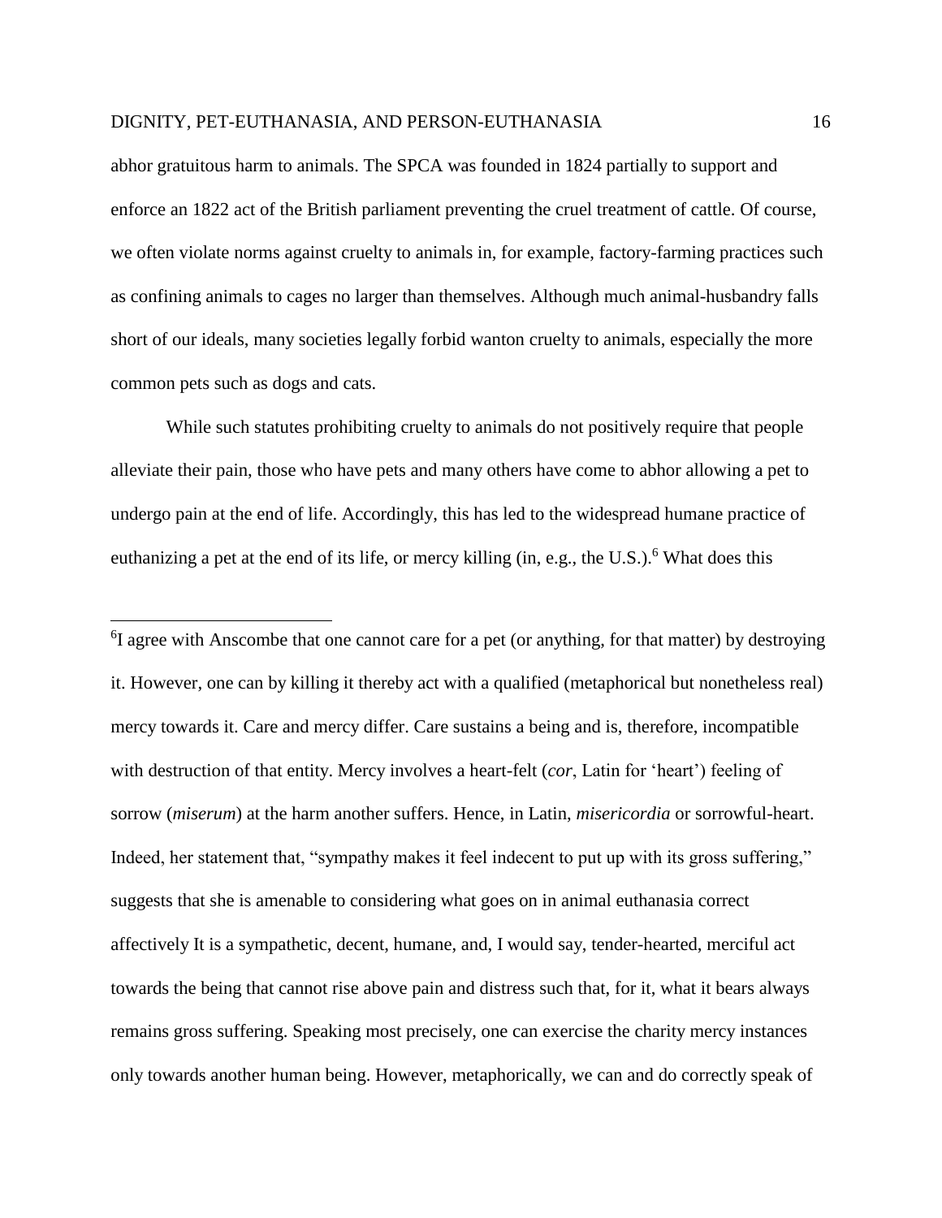abhor gratuitous harm to animals. The SPCA was founded in 1824 partially to support and enforce an 1822 act of the British parliament preventing the cruel treatment of cattle. Of course, we often violate norms against cruelty to animals in, for example, factory-farming practices such as confining animals to cages no larger than themselves. Although much animal-husbandry falls short of our ideals, many societies legally forbid wanton cruelty to animals, especially the more common pets such as dogs and cats.

While such statutes prohibiting cruelty to animals do not positively require that people alleviate their pain, those who have pets and many others have come to abhor allowing a pet to undergo pain at the end of life. Accordingly, this has led to the widespread humane practice of euthanizing a pet at the end of its life, or mercy killing (in, e.g., the U.S.).[6] What does this

---

[6]I agree with Anscombe that one cannot care for a pet (or anything, for that matter) by destroying it. However, one can by killing it thereby act with a qualified (metaphorical but nonetheless real) mercy towards it. Care and mercy differ. Care sustains a being and is, therefore, incompatible with destruction of that entity. Mercy involves a heart-felt (*cor*, Latin for 'heart') feeling of sorrow (*miserum*) at the harm another suffers. Hence, in Latin, *misericordia* or sorrowful-heart. Indeed, her statement that, "sympathy makes it feel indecent to put up with its gross suffering," suggests that she is amenable to considering what goes on in animal euthanasia correct affectively It is a sympathetic, decent, humane, and, I would say, tender-hearted, merciful act towards the being that cannot rise above pain and distress such that, for it, what it bears always remains gross suffering. Speaking most precisely, one can exercise the charity mercy instances only towards another human being. However, metaphorically, we can and do correctly speak of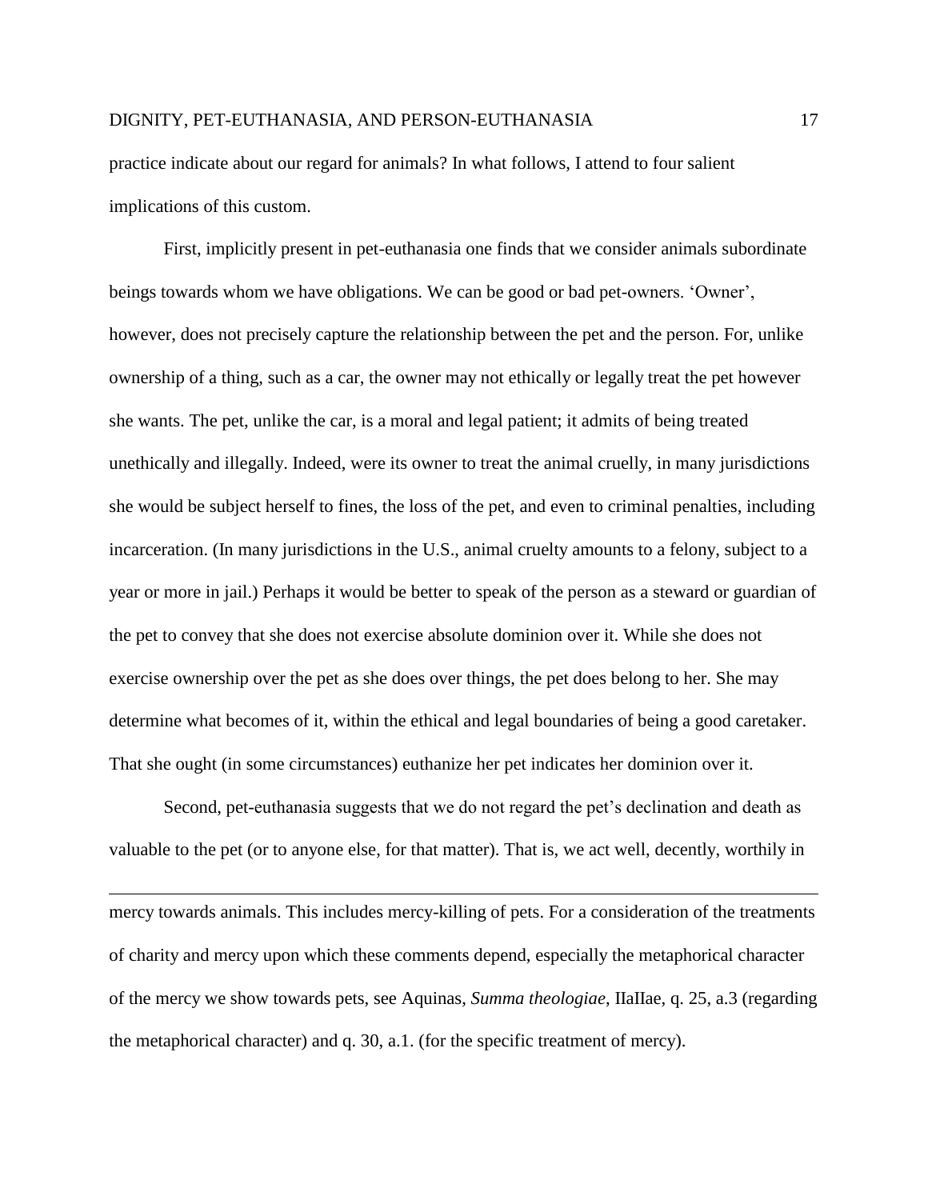practice indicate about our regard for animals? In what follows, I attend to four salient implications of this custom.

First, implicitly present in pet-euthanasia one finds that we consider animals subordinate beings towards whom we have obligations. We can be good or bad pet-owners. 'Owner', however, does not precisely capture the relationship between the pet and the person. For, unlike ownership of a thing, such as a car, the owner may not ethically or legally treat the pet however she wants. The pet, unlike the car, is a moral and legal patient; it admits of being treated unethically and illegally. Indeed, were its owner to treat the animal cruelly, in many jurisdictions she would be subject herself to fines, the loss of the pet, and even to criminal penalties, including incarceration. (In many jurisdictions in the U.S., animal cruelty amounts to a felony, subject to a year or more in jail.) Perhaps it would be better to speak of the person as a steward or guardian of the pet to convey that she does not exercise absolute dominion over it. While she does not exercise ownership over the pet as she does over things, the pet does belong to her. She may determine what becomes of it, within the ethical and legal boundaries of being a good caretaker. That she ought (in some circumstances) euthanize her pet indicates her dominion over it.

Second, pet-euthanasia suggests that we do not regard the pet's declination and death as valuable to the pet (or to anyone else, for that matter). That is, we act well, decently, worthily in

---

mercy towards animals. This includes mercy-killing of pets. For a consideration of the treatments of charity and mercy upon which these comments depend, especially the metaphorical character of the mercy we show towards pets, see Aquinas, *Summa theologiae*, IIaIIae, q. 25, a.3 (regarding the metaphorical character) and q. 30, a.1. (for the specific treatment of mercy).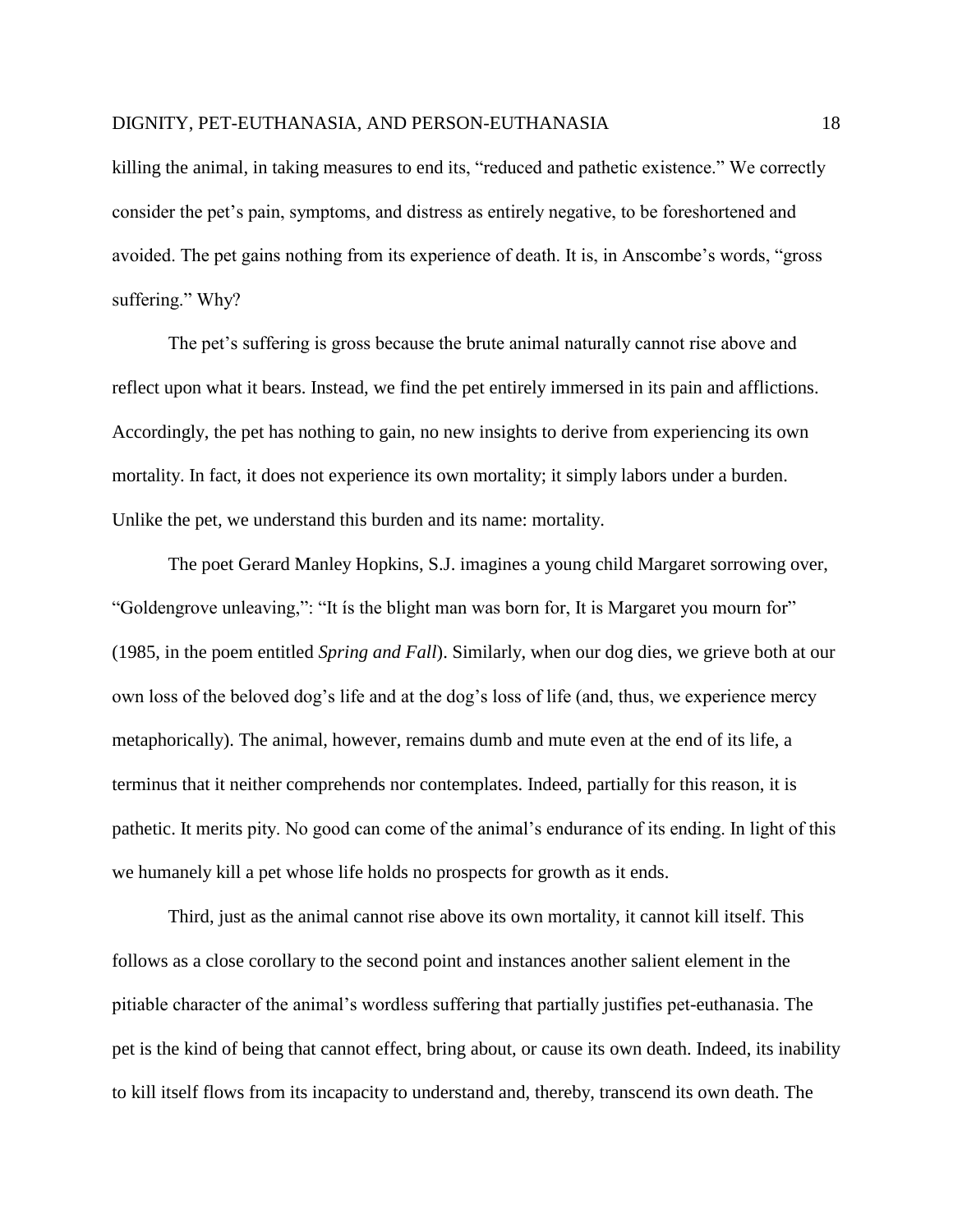killing the animal, in taking measures to end its, "reduced and pathetic existence." We correctly consider the pet's pain, symptoms, and distress as entirely negative, to be foreshortened and avoided. The pet gains nothing from its experience of death. It is, in Anscombe's words, "gross suffering." Why?

The pet's suffering is gross because the brute animal naturally cannot rise above and reflect upon what it bears. Instead, we find the pet entirely immersed in its pain and afflictions. Accordingly, the pet has nothing to gain, no new insights to derive from experiencing its own mortality. In fact, it does not experience its own mortality; it simply labors under a burden. Unlike the pet, we understand this burden and its name: mortality.

The poet Gerard Manley Hopkins, S.J. imagines a young child Margaret sorrowing over, "Goldengrove unleaving,": "It ís the blight man was born for, It is Margaret you mourn for" (1985, in the poem entitled *Spring and Fall*). Similarly, when our dog dies, we grieve both at our own loss of the beloved dog's life and at the dog's loss of life (and, thus, we experience mercy metaphorically). The animal, however, remains dumb and mute even at the end of its life, a terminus that it neither comprehends nor contemplates. Indeed, partially for this reason, it is pathetic. It merits pity. No good can come of the animal's endurance of its ending. In light of this we humanely kill a pet whose life holds no prospects for growth as it ends.

Third, just as the animal cannot rise above its own mortality, it cannot kill itself. This follows as a close corollary to the second point and instances another salient element in the pitiable character of the animal's wordless suffering that partially justifies pet-euthanasia. The pet is the kind of being that cannot effect, bring about, or cause its own death. Indeed, its inability to kill itself flows from its incapacity to understand and, thereby, transcend its own death. The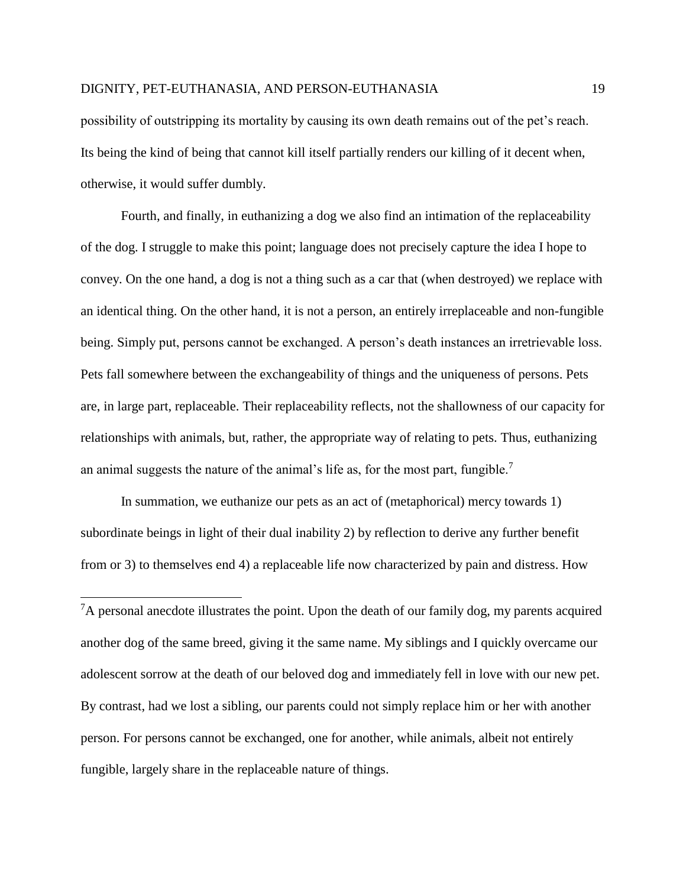possibility of outstripping its mortality by causing its own death remains out of the pet's reach. Its being the kind of being that cannot kill itself partially renders our killing of it decent when, otherwise, it would suffer dumbly.

Fourth, and finally, in euthanizing a dog we also find an intimation of the replaceability of the dog. I struggle to make this point; language does not precisely capture the idea I hope to convey. On the one hand, a dog is not a thing such as a car that (when destroyed) we replace with an identical thing. On the other hand, it is not a person, an entirely irreplaceable and non-fungible being. Simply put, persons cannot be exchanged. A person's death instances an irretrievable loss. Pets fall somewhere between the exchangeability of things and the uniqueness of persons. Pets are, in large part, replaceable. Their replaceability reflects, not the shallowness of our capacity for relationships with animals, but, rather, the appropriate way of relating to pets. Thus, euthanizing an animal suggests the nature of the animal's life as, for the most part, fungible.[7]

In summation, we euthanize our pets as an act of (metaphorical) mercy towards 1) subordinate beings in light of their dual inability 2) by reflection to derive any further benefit from or 3) to themselves end 4) a replaceable life now characterized by pain and distress. How

---

[7]A personal anecdote illustrates the point. Upon the death of our family dog, my parents acquired another dog of the same breed, giving it the same name. My siblings and I quickly overcame our adolescent sorrow at the death of our beloved dog and immediately fell in love with our new pet. By contrast, had we lost a sibling, our parents could not simply replace him or her with another person. For persons cannot be exchanged, one for another, while animals, albeit not entirely fungible, largely share in the replaceable nature of things.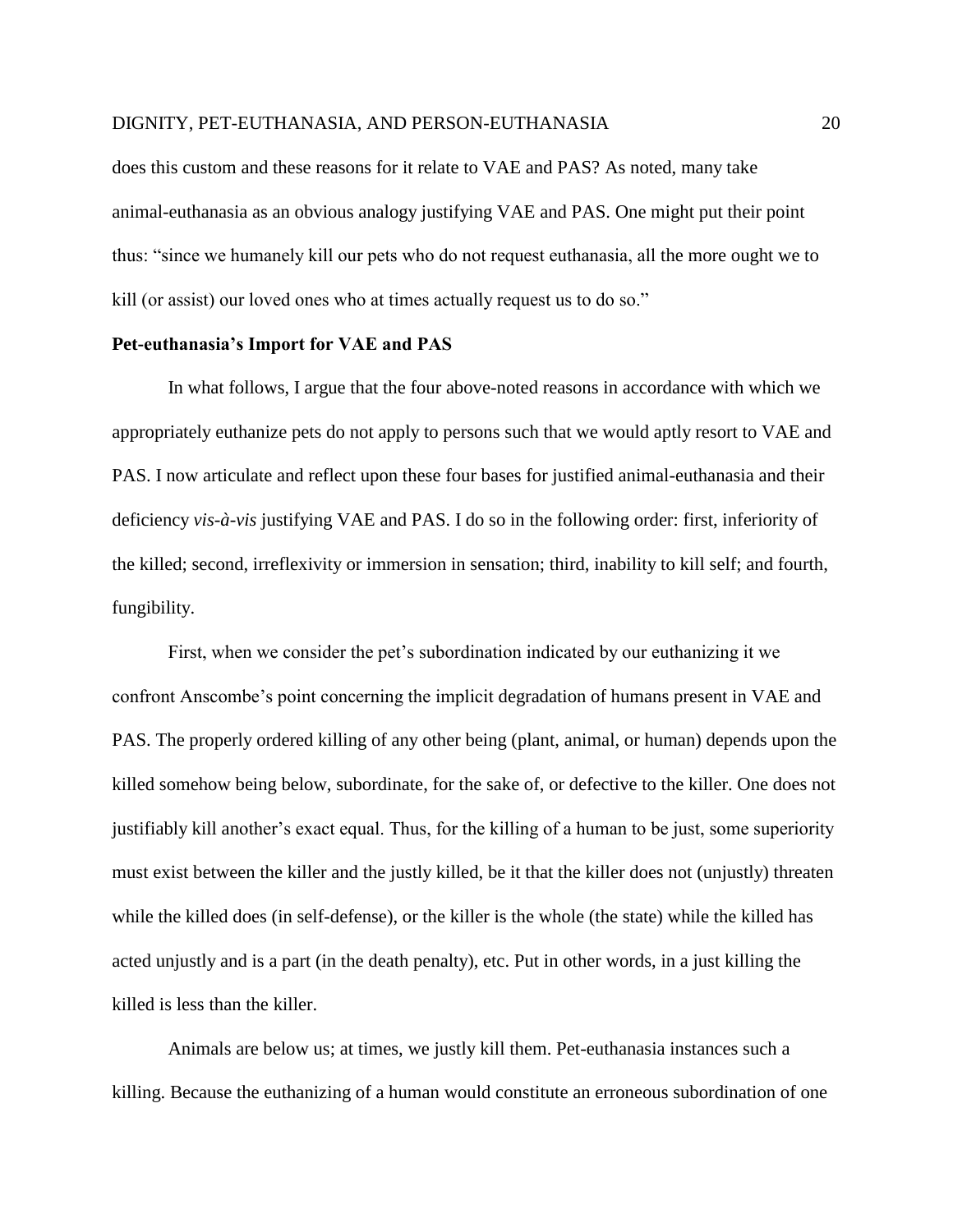does this custom and these reasons for it relate to VAE and PAS? As noted, many take animal-euthanasia as an obvious analogy justifying VAE and PAS. One might put their point thus: "since we humanely kill our pets who do not request euthanasia, all the more ought we to kill (or assist) our loved ones who at times actually request us to do so."

### Pet-euthanasia's Import for VAE and PAS

In what follows, I argue that the four above-noted reasons in accordance with which we appropriately euthanize pets do not apply to persons such that we would aptly resort to VAE and PAS. I now articulate and reflect upon these four bases for justified animal-euthanasia and their deficiency *vis-à-vis* justifying VAE and PAS. I do so in the following order: first, inferiority of the killed; second, irreflexivity or immersion in sensation; third, inability to kill self; and fourth, fungibility.

First, when we consider the pet's subordination indicated by our euthanizing it we confront Anscombe's point concerning the implicit degradation of humans present in VAE and PAS. The properly ordered killing of any other being (plant, animal, or human) depends upon the killed somehow being below, subordinate, for the sake of, or defective to the killer. One does not justifiably kill another's exact equal. Thus, for the killing of a human to be just, some superiority must exist between the killer and the justly killed, be it that the killer does not (unjustly) threaten while the killed does (in self-defense), or the killer is the whole (the state) while the killed has acted unjustly and is a part (in the death penalty), etc. Put in other words, in a just killing the killed is less than the killer.

Animals are below us; at times, we justly kill them. Pet-euthanasia instances such a killing. Because the euthanizing of a human would constitute an erroneous subordination of one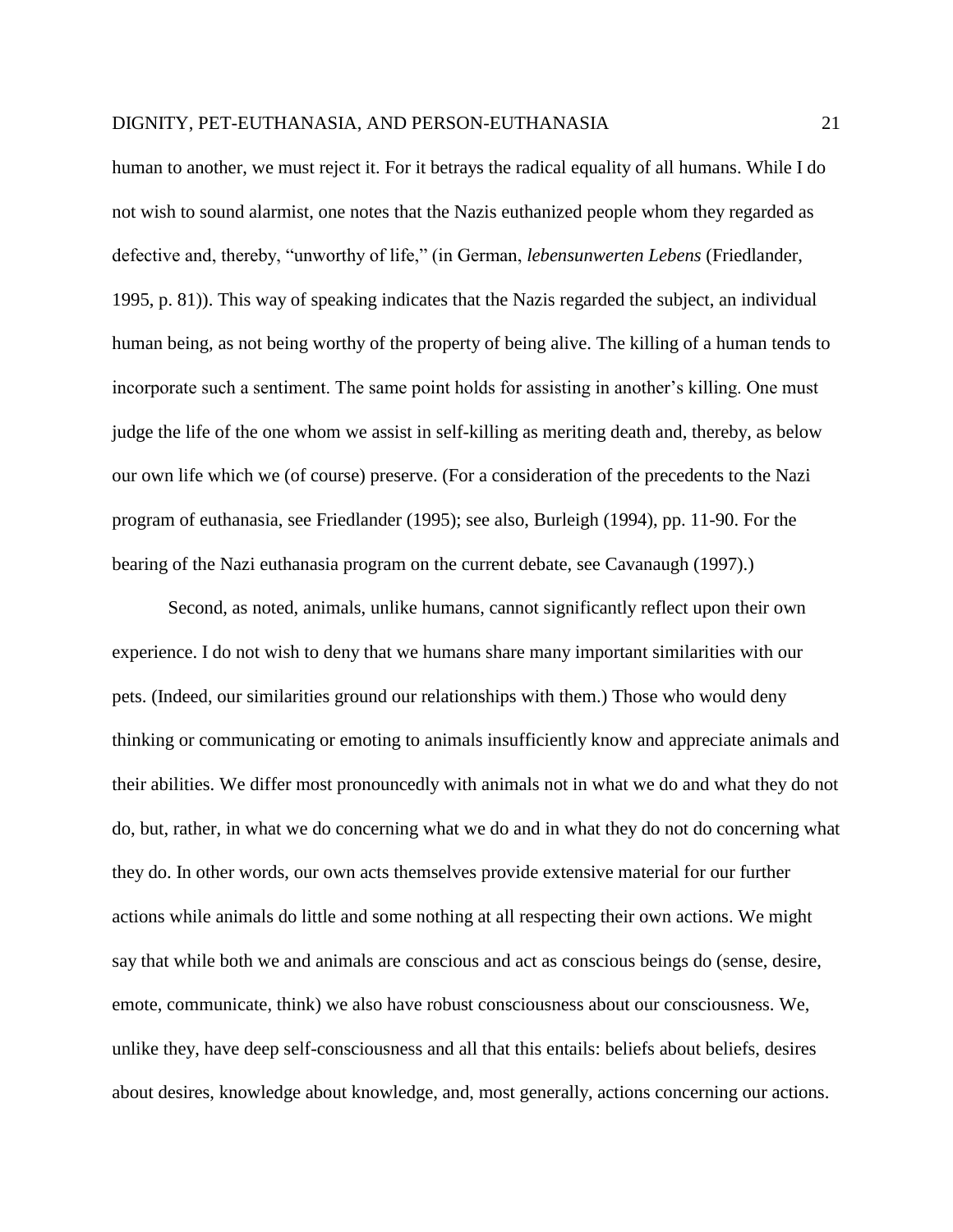human to another, we must reject it. For it betrays the radical equality of all humans. While I do not wish to sound alarmist, one notes that the Nazis euthanized people whom they regarded as defective and, thereby, “unworthy of life,” (in German, *lebensunwerten Lebens* (Friedlander, 1995, p. 81)). This way of speaking indicates that the Nazis regarded the subject, an individual human being, as not being worthy of the property of being alive. The killing of a human tends to incorporate such a sentiment. The same point holds for assisting in another’s killing. One must judge the life of the one whom we assist in self-killing as meriting death and, thereby, as below our own life which we (of course) preserve. (For a consideration of the precedents to the Nazi program of euthanasia, see Friedlander (1995); see also, Burleigh (1994), pp. 11-90. For the bearing of the Nazi euthanasia program on the current debate, see Cavanaugh (1997).)

Second, as noted, animals, unlike humans, cannot significantly reflect upon their own experience. I do not wish to deny that we humans share many important similarities with our pets. (Indeed, our similarities ground our relationships with them.) Those who would deny thinking or communicating or emoting to animals insufficiently know and appreciate animals and their abilities. We differ most pronouncedly with animals not in what we do and what they do not do, but, rather, in what we do concerning what we do and in what they do not do concerning what they do. In other words, our own acts themselves provide extensive material for our further actions while animals do little and some nothing at all respecting their own actions. We might say that while both we and animals are conscious and act as conscious beings do (sense, desire, emote, communicate, think) we also have robust consciousness about our consciousness. We, unlike they, have deep self-consciousness and all that this entails: beliefs about beliefs, desires about desires, knowledge about knowledge, and, most generally, actions concerning our actions.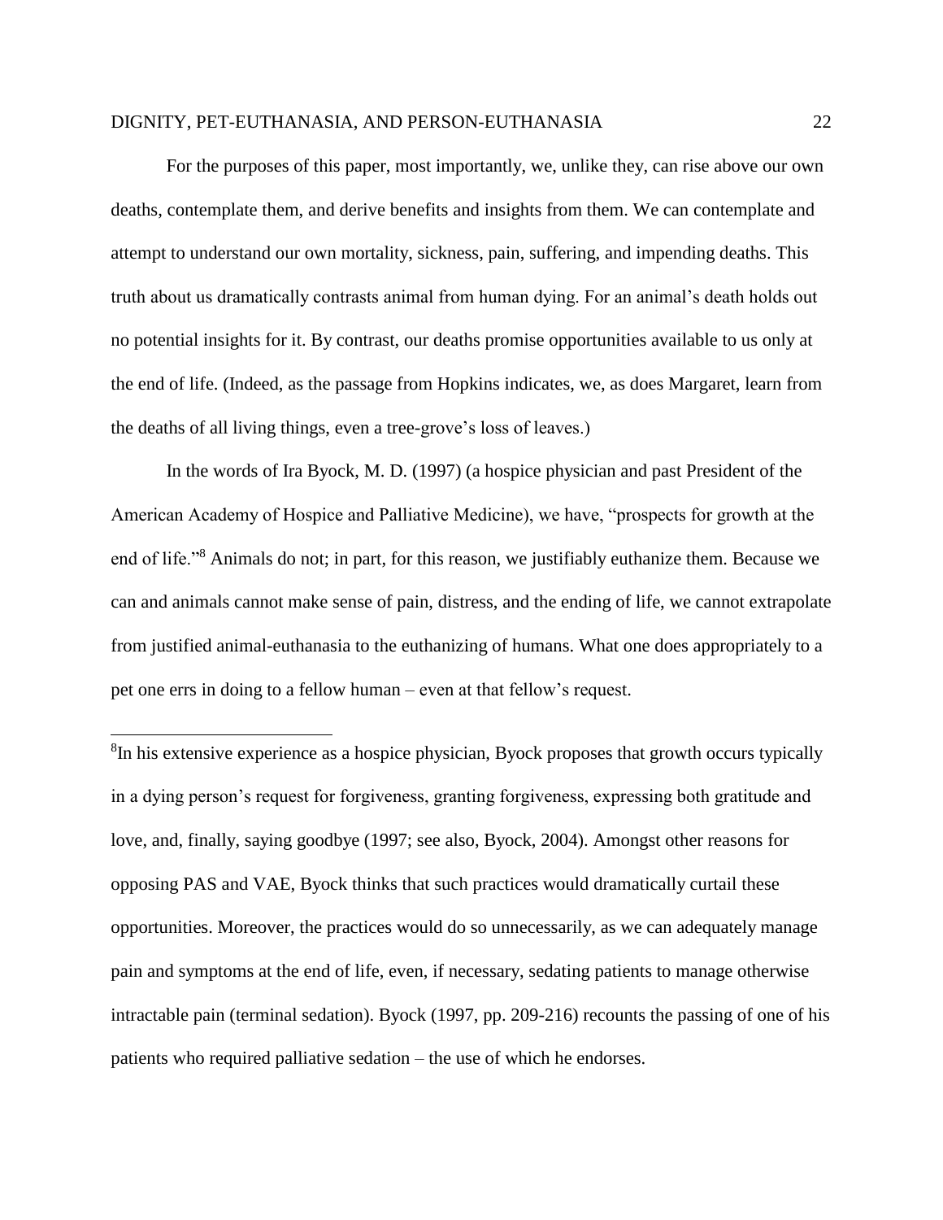For the purposes of this paper, most importantly, we, unlike they, can rise above our own deaths, contemplate them, and derive benefits and insights from them. We can contemplate and attempt to understand our own mortality, sickness, pain, suffering, and impending deaths. This truth about us dramatically contrasts animal from human dying. For an animal's death holds out no potential insights for it. By contrast, our deaths promise opportunities available to us only at the end of life. (Indeed, as the passage from Hopkins indicates, we, as does Margaret, learn from the deaths of all living things, even a tree-grove's loss of leaves.)

In the words of Ira Byock, M. D. (1997) (a hospice physician and past President of the American Academy of Hospice and Palliative Medicine), we have, "prospects for growth at the end of life."[8] Animals do not; in part, for this reason, we justifiably euthanize them. Because we can and animals cannot make sense of pain, distress, and the ending of life, we cannot extrapolate from justified animal-euthanasia to the euthanizing of humans. What one does appropriately to a pet one errs in doing to a fellow human – even at that fellow's request.

---

[8]In his extensive experience as a hospice physician, Byock proposes that growth occurs typically in a dying person's request for forgiveness, granting forgiveness, expressing both gratitude and love, and, finally, saying goodbye (1997; see also, Byock, 2004). Amongst other reasons for opposing PAS and VAE, Byock thinks that such practices would dramatically curtail these opportunities. Moreover, the practices would do so unnecessarily, as we can adequately manage pain and symptoms at the end of life, even, if necessary, sedating patients to manage otherwise intractable pain (terminal sedation). Byock (1997, pp. 209-216) recounts the passing of one of his patients who required palliative sedation – the use of which he endorses.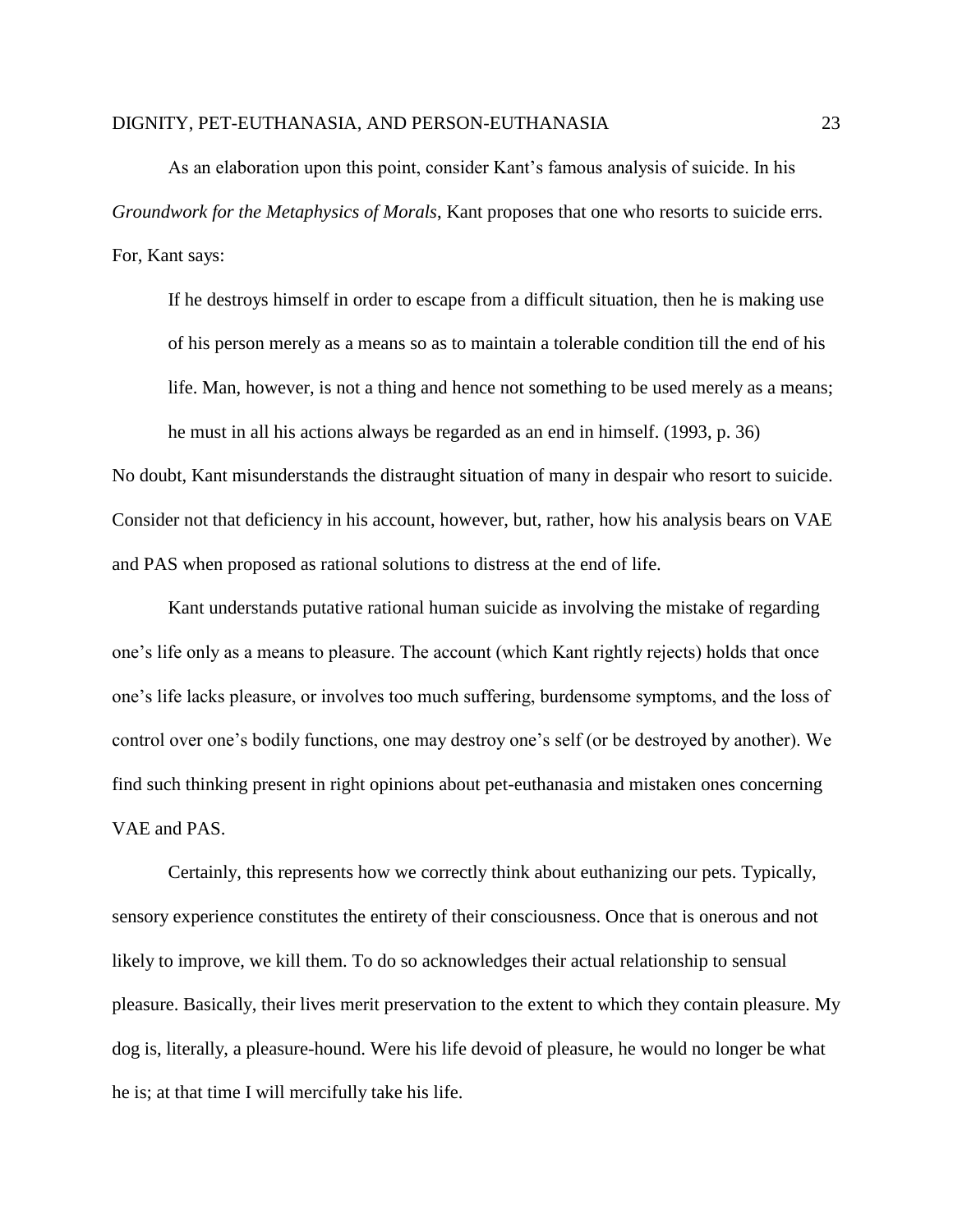As an elaboration upon this point, consider Kant's famous analysis of suicide. In his *Groundwork for the Metaphysics of Morals*, Kant proposes that one who resorts to suicide errs. For, Kant says:

> If he destroys himself in order to escape from a difficult situation, then he is making use of his person merely as a means so as to maintain a tolerable condition till the end of his life. Man, however, is not a thing and hence not something to be used merely as a means; he must in all his actions always be regarded as an end in himself. (1993, p. 36)

No doubt, Kant misunderstands the distraught situation of many in despair who resort to suicide. Consider not that deficiency in his account, however, but, rather, how his analysis bears on VAE and PAS when proposed as rational solutions to distress at the end of life.

Kant understands putative rational human suicide as involving the mistake of regarding one's life only as a means to pleasure. The account (which Kant rightly rejects) holds that once one's life lacks pleasure, or involves too much suffering, burdensome symptoms, and the loss of control over one's bodily functions, one may destroy one's self (or be destroyed by another). We find such thinking present in right opinions about pet-euthanasia and mistaken ones concerning VAE and PAS.

Certainly, this represents how we correctly think about euthanizing our pets. Typically, sensory experience constitutes the entirety of their consciousness. Once that is onerous and not likely to improve, we kill them. To do so acknowledges their actual relationship to sensual pleasure. Basically, their lives merit preservation to the extent to which they contain pleasure. My dog is, literally, a pleasure-hound. Were his life devoid of pleasure, he would no longer be what he is; at that time I will mercifully take his life.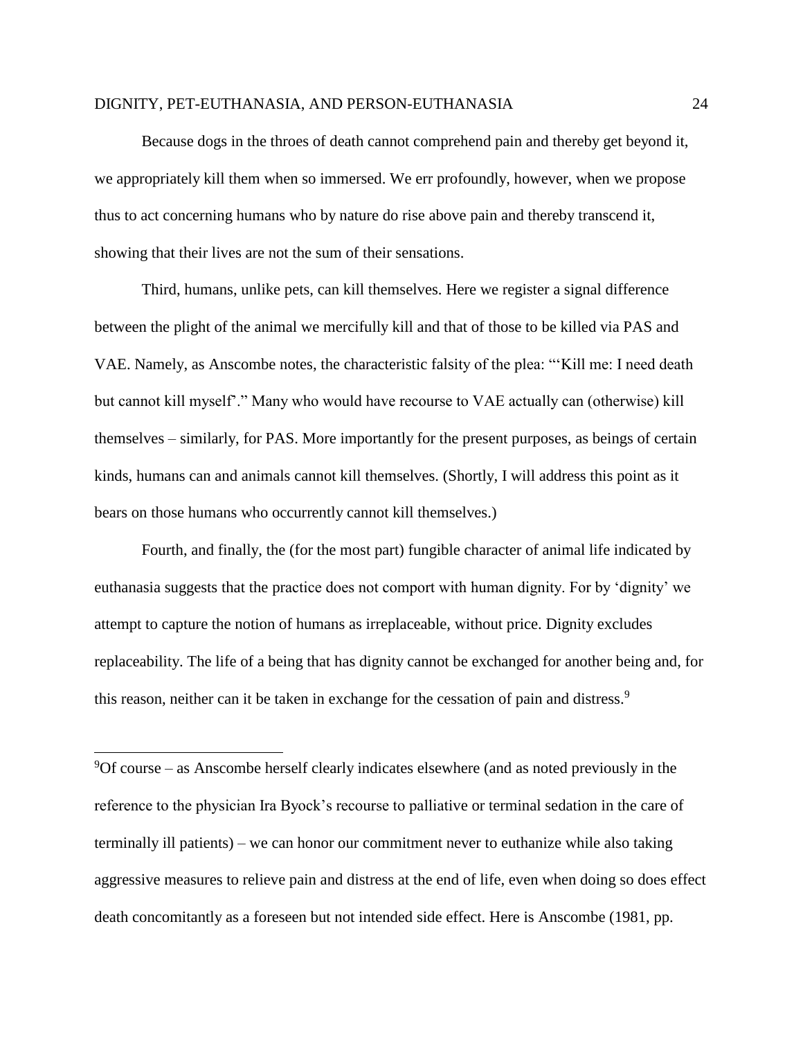Because dogs in the throes of death cannot comprehend pain and thereby get beyond it, we appropriately kill them when so immersed. We err profoundly, however, when we propose thus to act concerning humans who by nature do rise above pain and thereby transcend it, showing that their lives are not the sum of their sensations.

Third, humans, unlike pets, can kill themselves. Here we register a signal difference between the plight of the animal we mercifully kill and that of those to be killed via PAS and VAE. Namely, as Anscombe notes, the characteristic falsity of the plea: "'Kill me: I need death but cannot kill myself'." Many who would have recourse to VAE actually can (otherwise) kill themselves – similarly, for PAS. More importantly for the present purposes, as beings of certain kinds, humans can and animals cannot kill themselves. (Shortly, I will address this point as it bears on those humans who occurrently cannot kill themselves.)

Fourth, and finally, the (for the most part) fungible character of animal life indicated by euthanasia suggests that the practice does not comport with human dignity. For by 'dignity' we attempt to capture the notion of humans as irreplaceable, without price. Dignity excludes replaceability. The life of a being that has dignity cannot be exchanged for another being and, for this reason, neither can it be taken in exchange for the cessation of pain and distress.[9]

---

[9]Of course – as Anscombe herself clearly indicates elsewhere (and as noted previously in the reference to the physician Ira Byock's recourse to palliative or terminal sedation in the care of terminally ill patients) – we can honor our commitment never to euthanize while also taking aggressive measures to relieve pain and distress at the end of life, even when doing so does effect death concomitantly as a foreseen but not intended side effect. Here is Anscombe (1981, pp.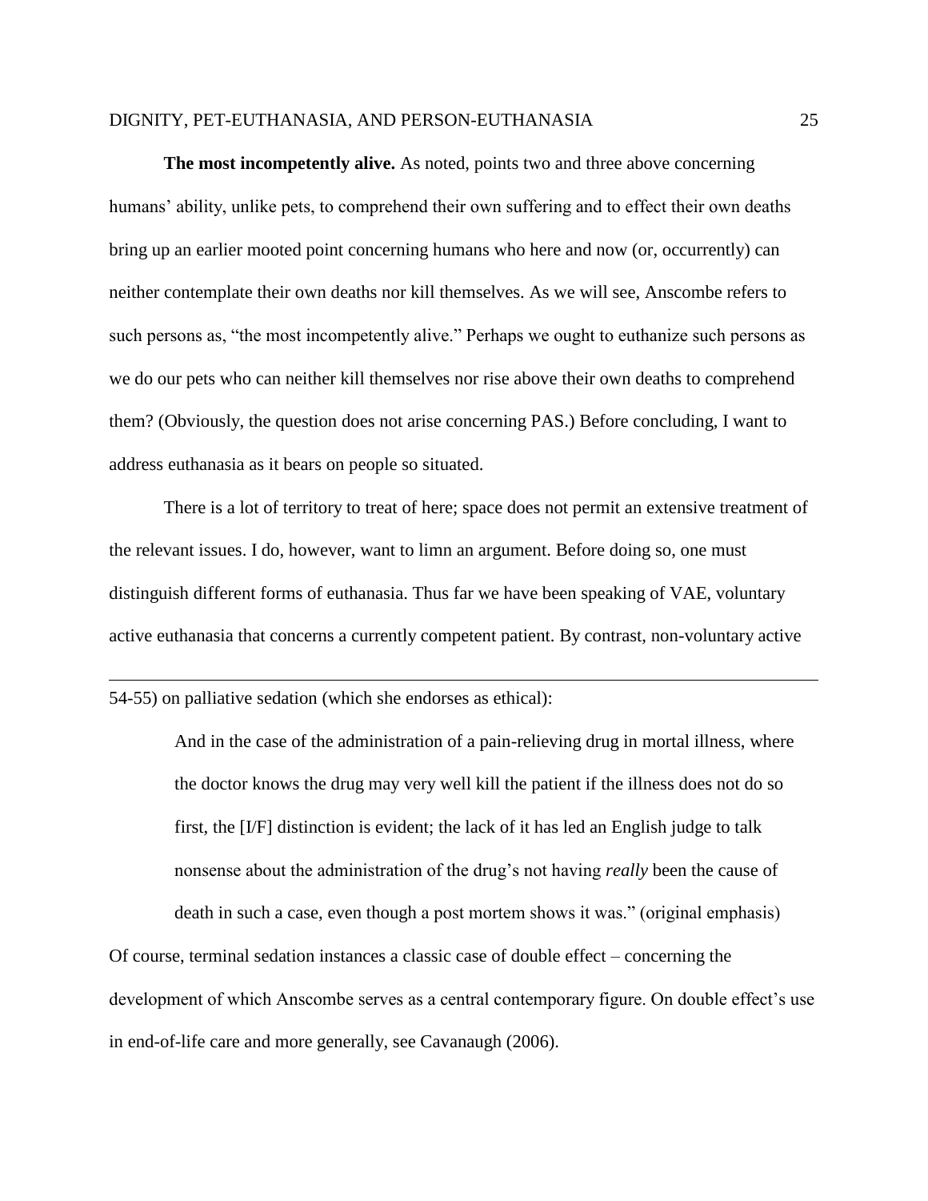**The most incompetently alive.** As noted, points two and three above concerning humans' ability, unlike pets, to comprehend their own suffering and to effect their own deaths bring up an earlier mooted point concerning humans who here and now (or, occurrently) can neither contemplate their own deaths nor kill themselves. As we will see, Anscombe refers to such persons as, "the most incompetently alive." Perhaps we ought to euthanize such persons as we do our pets who can neither kill themselves nor rise above their own deaths to comprehend them? (Obviously, the question does not arise concerning PAS.) Before concluding, I want to address euthanasia as it bears on people so situated.

There is a lot of territory to treat of here; space does not permit an extensive treatment of the relevant issues. I do, however, want to limn an argument. Before doing so, one must distinguish different forms of euthanasia. Thus far we have been speaking of VAE, voluntary active euthanasia that concerns a currently competent patient. By contrast, non-voluntary active

---

54-55) on palliative sedation (which she endorses as ethical):

> And in the case of the administration of a pain-relieving drug in mortal illness, where the doctor knows the drug may very well kill the patient if the illness does not do so first, the [I/F] distinction is evident; the lack of it has led an English judge to talk nonsense about the administration of the drug's not having *really* been the cause of death in such a case, even though a post mortem shows it was." (original emphasis)

Of course, terminal sedation instances a classic case of double effect – concerning the development of which Anscombe serves as a central contemporary figure. On double effect's use in end-of-life care and more generally, see Cavanaugh (2006).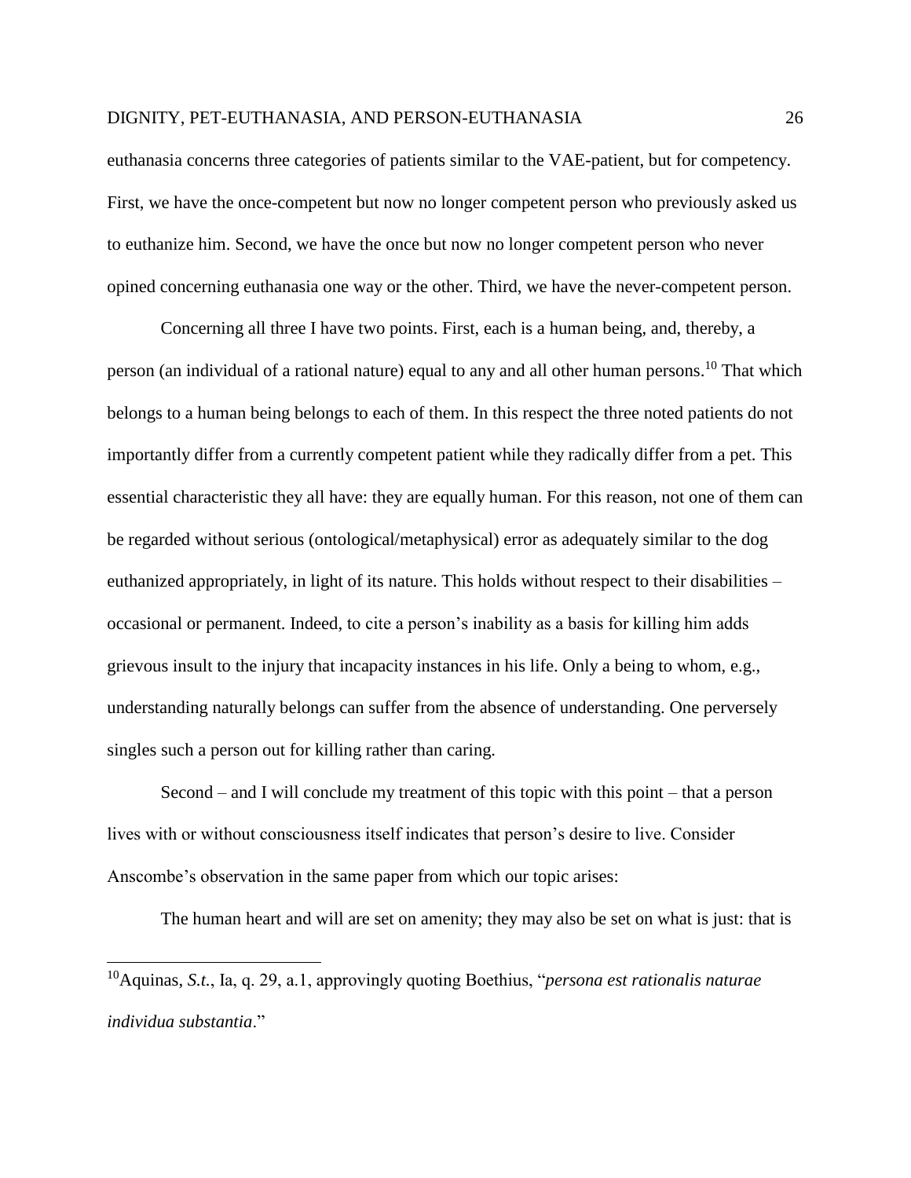euthanasia concerns three categories of patients similar to the VAE-patient, but for competency. First, we have the once-competent but now no longer competent person who previously asked us to euthanize him. Second, we have the once but now no longer competent person who never opined concerning euthanasia one way or the other. Third, we have the never-competent person.

Concerning all three I have two points. First, each is a human being, and, thereby, a person (an individual of a rational nature) equal to any and all other human persons.[10] That which belongs to a human being belongs to each of them. In this respect the three noted patients do not importantly differ from a currently competent patient while they radically differ from a pet. This essential characteristic they all have: they are equally human. For this reason, not one of them can be regarded without serious (ontological/metaphysical) error as adequately similar to the dog euthanized appropriately, in light of its nature. This holds without respect to their disabilities – occasional or permanent. Indeed, to cite a person's inability as a basis for killing him adds grievous insult to the injury that incapacity instances in his life. Only a being to whom, e.g., understanding naturally belongs can suffer from the absence of understanding. One perversely singles such a person out for killing rather than caring.

Second – and I will conclude my treatment of this topic with this point – that a person lives with or without consciousness itself indicates that person's desire to live. Consider Anscombe's observation in the same paper from which our topic arises:

The human heart and will are set on amenity; they may also be set on what is just: that is

[10]Aquinas, *S.t.*, Ia, q. 29, a.1, approvingly quoting Boethius, "*persona est rationalis naturae individua substantia*."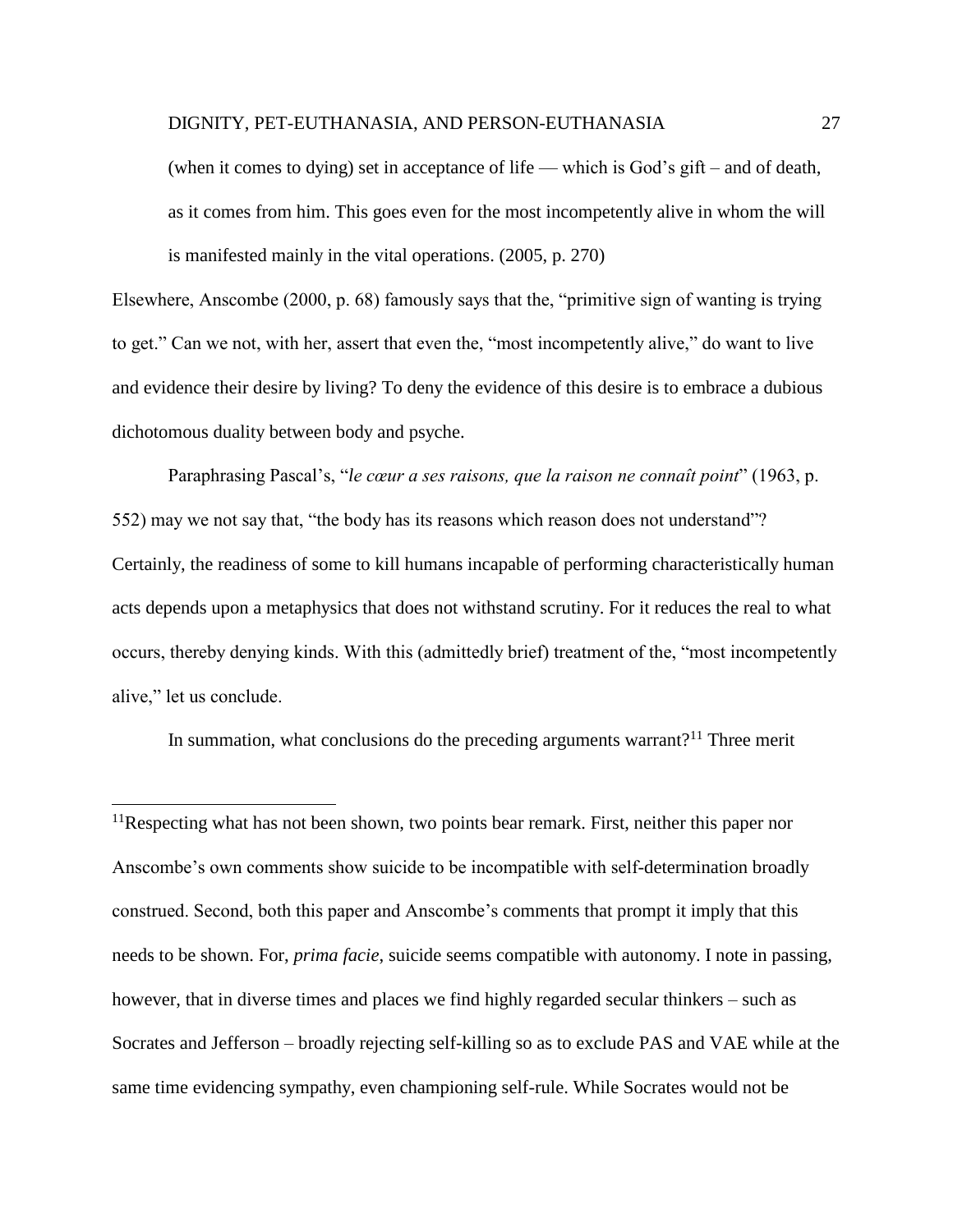> (when it comes to dying) set in acceptance of life — which is God's gift – and of death, as it comes from him. This goes even for the most incompetently alive in whom the will is manifested mainly in the vital operations. (2005, p. 270)

Elsewhere, Anscombe (2000, p. 68) famously says that the, "primitive sign of wanting is trying to get." Can we not, with her, assert that even the, "most incompetently alive," do want to live and evidence their desire by living? To deny the evidence of this desire is to embrace a dubious dichotomous duality between body and psyche.

Paraphrasing Pascal's, "*le cœur a ses raisons, que la raison ne connaît point*" (1963, p. 552) may we not say that, "the body has its reasons which reason does not understand"? Certainly, the readiness of some to kill humans incapable of performing characteristically human acts depends upon a metaphysics that does not withstand scrutiny. For it reduces the real to what occurs, thereby denying kinds. With this (admittedly brief) treatment of the, "most incompetently alive," let us conclude.

In summation, what conclusions do the preceding arguments warrant?[11] Three merit

---

[11]Respecting what has not been shown, two points bear remark. First, neither this paper nor Anscombe's own comments show suicide to be incompatible with self-determination broadly construed. Second, both this paper and Anscombe's comments that prompt it imply that this needs to be shown. For, *prima facie*, suicide seems compatible with autonomy. I note in passing, however, that in diverse times and places we find highly regarded secular thinkers – such as Socrates and Jefferson – broadly rejecting self-killing so as to exclude PAS and VAE while at the same time evidencing sympathy, even championing self-rule. While Socrates would not be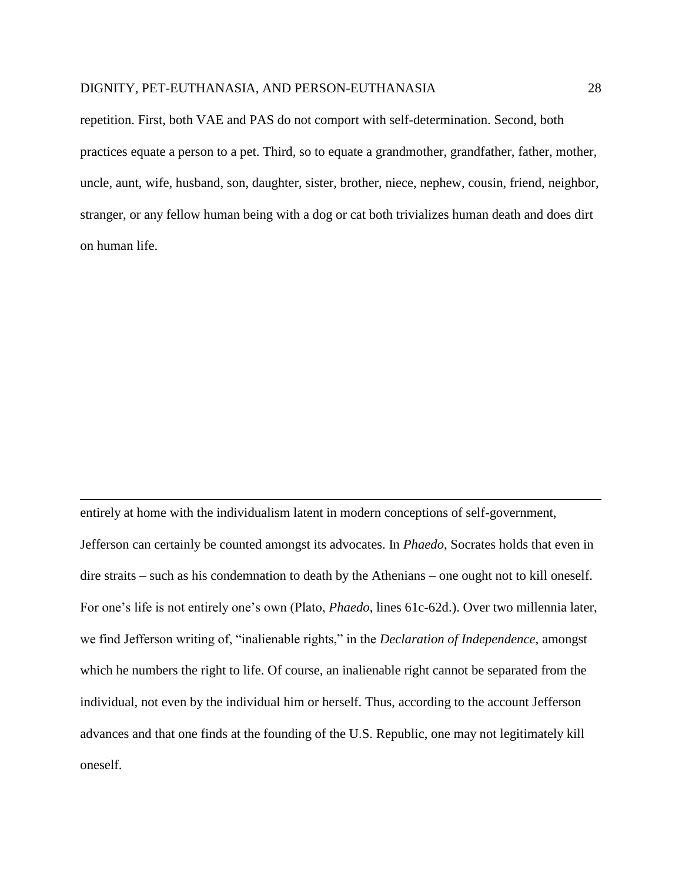repetition. First, both VAE and PAS do not comport with self-determination. Second, both practices equate a person to a pet. Third, so to equate a grandmother, grandfather, father, mother, uncle, aunt, wife, husband, son, daughter, sister, brother, niece, nephew, cousin, friend, neighbor, stranger, or any fellow human being with a dog or cat both trivializes human death and does dirt on human life.

---

entirely at home with the individualism latent in modern conceptions of self-government, Jefferson can certainly be counted amongst its advocates. In *Phaedo*, Socrates holds that even in dire straits – such as his condemnation to death by the Athenians – one ought not to kill oneself. For one's life is not entirely one's own (Plato, *Phaedo*, lines 61c-62d.). Over two millennia later, we find Jefferson writing of, "inalienable rights," in the *Declaration of Independence*, amongst which he numbers the right to life. Of course, an inalienable right cannot be separated from the individual, not even by the individual him or herself. Thus, according to the account Jefferson advances and that one finds at the founding of the U.S. Republic, one may not legitimately kill oneself.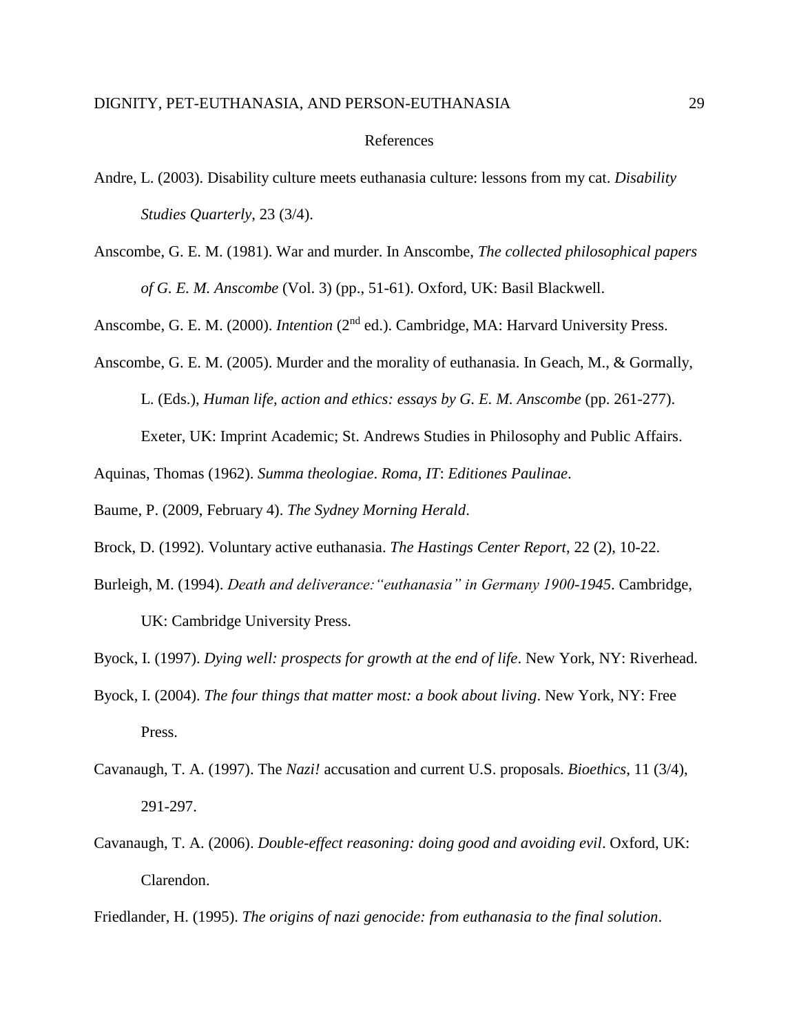# References

Andre, L. (2003). Disability culture meets euthanasia culture: lessons from my cat. *Disability Studies Quarterly*, 23 (3/4).

Anscombe, G. E. M. (1981). War and murder. In Anscombe, *The collected philosophical papers of G. E. M. Anscombe* (Vol. 3) (pp., 51-61). Oxford, UK: Basil Blackwell.

Anscombe, G. E. M. (2000). *Intention* (2nd ed.). Cambridge, MA: Harvard University Press.

Anscombe, G. E. M. (2005). Murder and the morality of euthanasia. In Geach, M., & Gormally, L. (Eds.), *Human life, action and ethics: essays by G. E. M. Anscombe* (pp. 261-277). Exeter, UK: Imprint Academic; St. Andrews Studies in Philosophy and Public Affairs.

Aquinas, Thomas (1962). *Summa theologiae*. *Roma, IT*: *Editiones Paulinae*.

Baume, P. (2009, February 4). *The Sydney Morning Herald*.

Brock, D. (1992). Voluntary active euthanasia. *The Hastings Center Report*, 22 (2), 10-22.

Burleigh, M. (1994). *Death and deliverance:"euthanasia" in Germany 1900-1945*. Cambridge, UK: Cambridge University Press.

Byock, I. (1997). *Dying well: prospects for growth at the end of life*. New York, NY: Riverhead.

Byock, I. (2004). *The four things that matter most: a book about living*. New York, NY: Free Press.

Cavanaugh, T. A. (1997). The *Nazi!* accusation and current U.S. proposals. *Bioethics*, 11 (3/4), 291-297.

Cavanaugh, T. A. (2006). *Double-effect reasoning: doing good and avoiding evil*. Oxford, UK: Clarendon.

Friedlander, H. (1995). *The origins of nazi genocide: from euthanasia to the final solution*.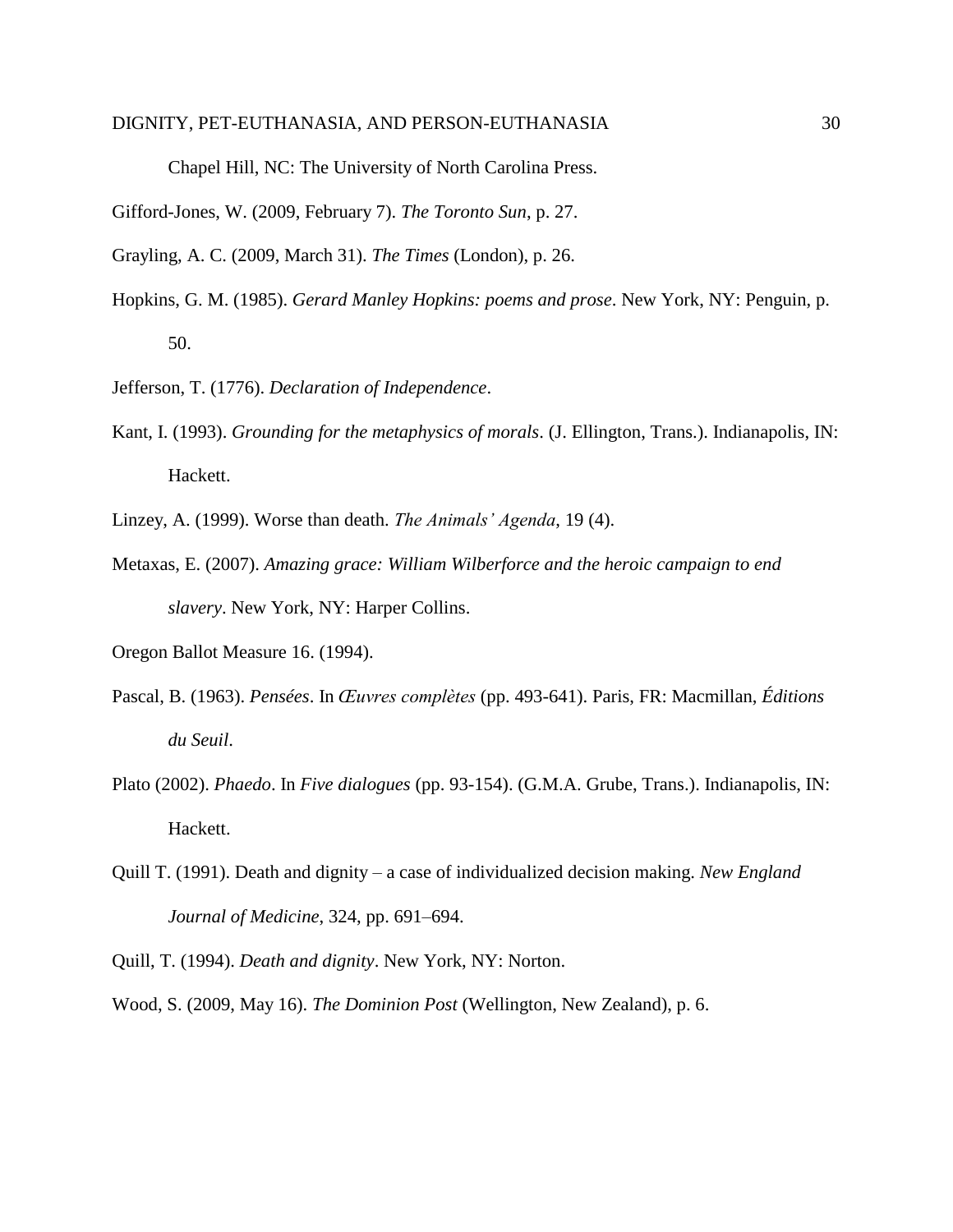Chapel Hill, NC: The University of North Carolina Press.

Gifford-Jones, W. (2009, February 7). *The Toronto Sun*, p. 27.

Grayling, A. C. (2009, March 31). *The Times* (London), p. 26.

Hopkins, G. M. (1985). *Gerard Manley Hopkins: poems and prose*. New York, NY: Penguin, p. 50.

Jefferson, T. (1776). *Declaration of Independence*.

Kant, I. (1993). *Grounding for the metaphysics of morals*. (J. Ellington, Trans.). Indianapolis, IN: Hackett.

Linzey, A. (1999). Worse than death. *The Animals' Agenda*, 19 (4).

Metaxas, E. (2007). *Amazing grace: William Wilberforce and the heroic campaign to end slavery*. New York, NY: Harper Collins.

Oregon Ballot Measure 16. (1994).

Pascal, B. (1963). *Pensées*. In *Œuvres complètes* (pp. 493-641). Paris, FR: Macmillan, *Éditions du Seuil*.

Plato (2002). *Phaedo*. In *Five dialogues* (pp. 93-154). (G.M.A. Grube, Trans.). Indianapolis, IN: Hackett.

Quill T. (1991). Death and dignity – a case of individualized decision making. *New England Journal of Medicine*, 324, pp. 691–694.

Quill, T. (1994). *Death and dignity*. New York, NY: Norton.

Wood, S. (2009, May 16). *The Dominion Post* (Wellington, New Zealand), p. 6.